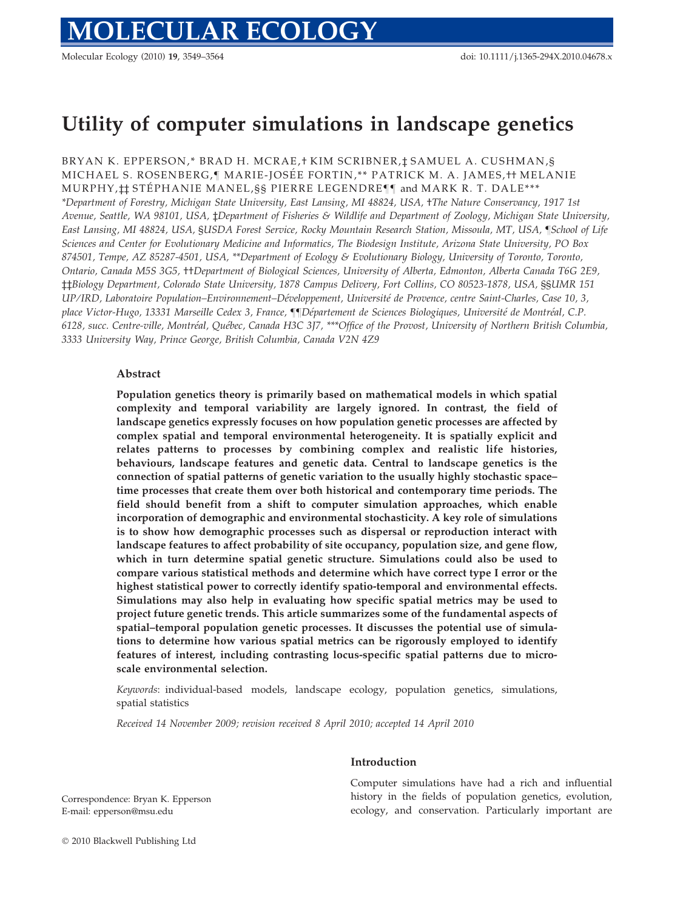# Utility of computer simulations in landscape genetics

BRYAN K. EPPERSON,* BRAD H. MCRAE,† KIM SCRIBNER,‡ SAMUEL A. CUSHMAN,§ MICHAEL S. ROSENBERG,¶ MARIE-JOSÉE FORTIN,** PATRICK M. A. JAMES,†† MELANIE MURPHY,‡‡ STÉPHANIE MANEL,§§ PIERRE LEGENDRE¶¶ and MARK R. T. DALE***

*Department of Forestry, Michigan State University, East Lansing, MI 48824, USA, †The Nature Conservancy, 1917 1st Avenue, Seattle, WA 98101, USA, ‡Department of Fisheries & Wildlife and Department of Zoology, Michigan State University, East Lansing, MI 48824, USA, §USDA Forest Service, Rocky Mountain Research Station, Missoula, MT, USA, ¶School of Life Sciences and Center for Evolutionary Medicine and Informatics, The Biodesign Institute, Arizona State University, PO Box 874501, Tempe, AZ 85287-4501, USA, **Department of Ecology & Evolutionary Biology, University of Toronto, Toronto, Ontario, Canada M5S 3G5, ††Department of Biological Sciences, University of Alberta, Edmonton, Alberta Canada T6G 2E9, ‡‡Biology Department, Colorado State University, 1878 Campus Delivery, Fort Collins, CO 80523-1878, USA, §§UMR 151 UP/IRD, Laboratoire Population–Environnement–Développement, Université de Provence, centre Saint-Charles, Case 10, 3, place Victor-Hugo, 13331 Marseille Cedex 3, France, ¶¶Département de Sciences Biologiques, Université de Montréal, C.P. 6128, succ. Centre-ville, Montréal, Québec, Canada H3C 3J7, ***Office of the Provost, University of Northern British Columbia, 3333 University Way, Prince George, British Columbia, Canada V2N 4Z9

## Abstract

**Population genetics theory is primarily based on mathematical models in which spatial complexity and temporal variability are largely ignored. In contrast, the field of landscape genetics expressly focuses on how population genetic processes are affected by complex spatial and temporal environmental heterogeneity. It is spatially explicit and relates patterns to processes by combining complex and realistic life histories, behaviours, landscape features and genetic data. Central to landscape genetics is the connection of spatial patterns of genetic variation to the usually highly stochastic space–time processes that create them over both historical and contemporary time periods. The field should benefit from a shift to computer simulation approaches, which enable incorporation of demographic and environmental stochasticity. A key role of simulations is to show how demographic processes such as dispersal or reproduction interact with landscape features to affect probability of site occupancy, population size, and gene flow, which in turn determine spatial genetic structure. Simulations could also be used to compare various statistical methods and determine which have correct type I error or the highest statistical power to correctly identify spatio-temporal and environmental effects. Simulations may also help in evaluating how specific spatial metrics may be used to project future genetic trends. This article summarizes some of the fundamental aspects of spatial–temporal population genetic processes. It discusses the potential use of simulations to determine how various spatial metrics can be rigorously employed to identify features of interest, including contrasting locus-specific spatial patterns due to microscale environmental selection.**

*Keywords*: individual-based models, landscape ecology, population genetics, simulations, spatial statistics

*Received 14 November 2009; revision received 8 April 2010; accepted 14 April 2010*

Correspondence: Bryan K. Epperson
E-mail: epperson@msu.edu

## Introduction

Computer simulations have had a rich and influential history in the fields of population genetics, evolution, ecology, and conservation. Particularly important are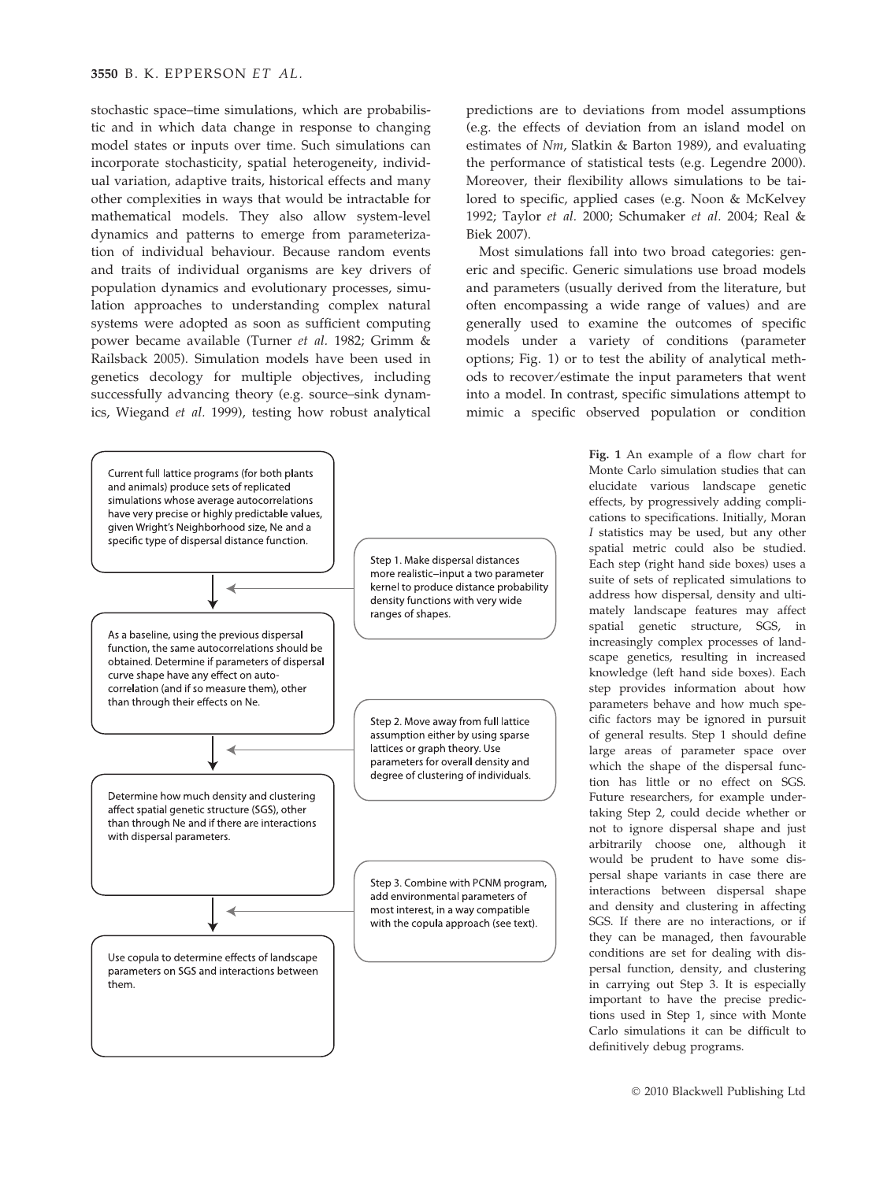stochastic space–time simulations, which are probabilistic and in which data change in response to changing model states or inputs over time. Such simulations can incorporate stochasticity, spatial heterogeneity, individual variation, adaptive traits, historical effects and many other complexities in ways that would be intractable for mathematical models. They also allow system-level dynamics and patterns to emerge from parameterization of individual behaviour. Because random events and traits of individual organisms are key drivers of population dynamics and evolutionary processes, simulation approaches to understanding complex natural systems were adopted as soon as sufficient computing power became available (Turner *et al.* 1982; Grimm & Railsback 2005). Simulation models have been used in genetics decology for multiple objectives, including successfully advancing theory (e.g. source–sink dynamics, Wiegand *et al.* 1999), testing how robust analytical predictions are to deviations from model assumptions (e.g. the effects of deviation from an island model on estimates of *Nm*, Slatkin & Barton 1989), and evaluating the performance of statistical tests (e.g. Legendre 2000). Moreover, their flexibility allows simulations to be tailored to specific, applied cases (e.g. Noon & McKelvey 1992; Taylor *et al.* 2000; Schumaker *et al.* 2004; Real & Biek 2007).

Most simulations fall into two broad categories: generic and specific. Generic simulations use broad models and parameters (usually derived from the literature, but often encompassing a wide range of values) and are generally used to examine the outcomes of specific models under a variety of conditions (parameter options; Fig. 1) or to test the ability of analytical methods to recover/estimate the input parameters that went into a model. In contrast, specific simulations attempt to mimic a specific observed population or condition

Current full lattice programs (for both plants and animals) produce sets of replicated simulations whose average autocorrelations have very precise or highly predictable values, given Wright's Neighborhood size, Ne and a specific type of dispersal distance function.

Step 1. Make dispersal distances more realistic–input a two parameter kernel to produce distance probability density functions with very wide ranges of shapes.

As a baseline, using the previous dispersal function, the same autocorrelations should be obtained. Determine if parameters of dispersal curve shape have any effect on auto-correlation (and if so measure them), other than through their effects on Ne.

Step 2. Move away from full lattice assumption either by using sparse lattices or graph theory. Use parameters for overall density and degree of clustering of individuals.

Determine how much density and clustering affect spatial genetic structure (SGS), other than through Ne and if there are interactions with dispersal parameters.

Step 3. Combine with PCNM program, add environmental parameters of most interest, in a way compatible with the copula approach (see text).

Use copula to determine effects of landscape parameters on SGS and interactions between them.

**Fig. 1** An example of a flow chart for Monte Carlo simulation studies that can elucidate various landscape genetic effects, by progressively adding complications to specifications. Initially, Moran *I* statistics may be used, but any other spatial metric could also be studied. Each step (right hand side boxes) uses a suite of sets of replicated simulations to address how dispersal, density and ultimately landscape features may affect spatial genetic structure, SGS, in increasingly complex processes of landscape genetics, resulting in increased knowledge (left hand side boxes). Each step provides information about how parameters behave and how much specific factors may be ignored in pursuit of general results. Step 1 should define large areas of parameter space over which the shape of the dispersal function has little or no effect on SGS. Future researchers, for example undertaking Step 2, could decide whether or not to ignore dispersal shape and just arbitrarily choose one, although it would be prudent to have some dispersal shape variants in case there are interactions between dispersal shape and density and clustering in affecting SGS. If there are no interactions, or if they can be managed, then favourable conditions are set for dealing with dispersal function, density, and clustering in carrying out Step 3. It is especially important to have the precise predictions used in Step 1, since with Monte Carlo simulations it can be difficult to definitively debug programs.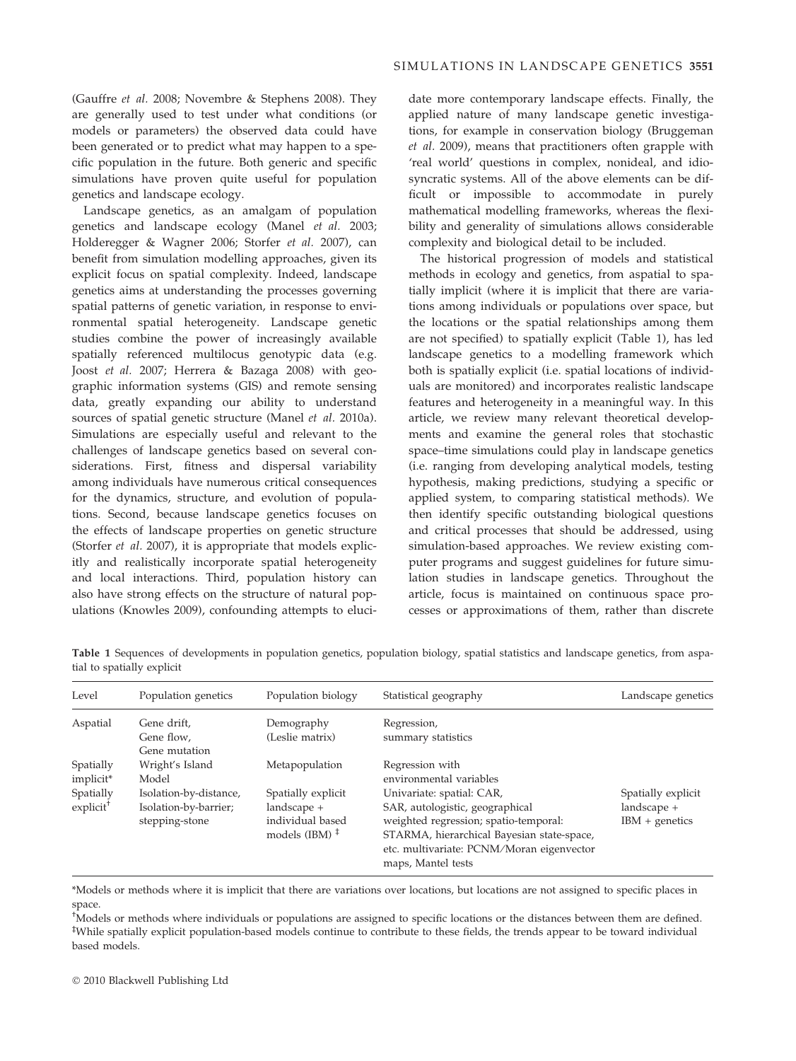(Gauffre *et al.* 2008; Novembre & Stephens 2008). They are generally used to test under what conditions (or models or parameters) the observed data could have been generated or to predict what may happen to a specific population in the future. Both generic and specific simulations have proven quite useful for population genetics and landscape ecology.

Landscape genetics, as an amalgam of population genetics and landscape ecology (Manel *et al.* 2003; Holderegger & Wagner 2006; Storfer *et al.* 2007), can benefit from simulation modelling approaches, given its explicit focus on spatial complexity. Indeed, landscape genetics aims at understanding the processes governing spatial patterns of genetic variation, in response to environmental spatial heterogeneity. Landscape genetic studies combine the power of increasingly available spatially referenced multilocus genotypic data (e.g. Joost *et al.* 2007; Herrera & Bazaga 2008) with geographic information systems (GIS) and remote sensing data, greatly expanding our ability to understand sources of spatial genetic structure (Manel *et al.* 2010a). Simulations are especially useful and relevant to the challenges of landscape genetics based on several considerations. First, fitness and dispersal variability among individuals have numerous critical consequences for the dynamics, structure, and evolution of populations. Second, because landscape genetics focuses on the effects of landscape properties on genetic structure (Storfer *et al.* 2007), it is appropriate that models explicitly and realistically incorporate spatial heterogeneity and local interactions. Third, population history can also have strong effects on the structure of natural populations (Knowles 2009), confounding attempts to elucidate more contemporary landscape effects. Finally, the applied nature of many landscape genetic investigations, for example in conservation biology (Bruggeman *et al.* 2009), means that practitioners often grapple with 'real world' questions in complex, nonideal, and idiosyncratic systems. All of the above elements can be difficult or impossible to accommodate in purely mathematical modelling frameworks, whereas the flexibility and generality of simulations allows considerable complexity and biological detail to be included.

The historical progression of models and statistical methods in ecology and genetics, from aspatial to spatially implicit (where it is implicit that there are variations among individuals or populations over space, but the locations or the spatial relationships among them are not specified) to spatially explicit (Table 1), has led landscape genetics to a modelling framework which both is spatially explicit (i.e. spatial locations of individuals are monitored) and incorporates realistic landscape features and heterogeneity in a meaningful way. In this article, we review many relevant theoretical developments and examine the general roles that stochastic space–time simulations could play in landscape genetics (i.e. ranging from developing analytical models, testing hypothesis, making predictions, studying a specific or applied system, to comparing statistical methods). We then identify specific outstanding biological questions and critical processes that should be addressed, using simulation-based approaches. We review existing computer programs and suggest guidelines for future simulation studies in landscape genetics. Throughout the article, focus is maintained on continuous space processes or approximations of them, rather than discrete

**Table 1** Sequences of developments in population genetics, population biology, spatial statistics and landscape genetics, from aspatial to spatially explicit

| Level | Population genetics | Population biology | Statistical geography | Landscape genetics |
|---|---|---|---|---|
| Aspatial | Gene drift, Gene flow, Gene mutation | Demography (Leslie matrix) | Regression, summary statistics | |
| Spatially implicit* | Wright's Island Model | Metapopulation | Regression with environmental variables | |
| Spatially explicit[†] | Isolation-by-distance, Isolation-by-barrier; stepping-stone | Spatially explicit landscape + individual based models (IBM)[‡] | Univariate: spatial: CAR, SAR, autologistic, geographical weighted regression; spatio-temporal: STARMA, hierarchical Bayesian state-space, etc. multivariate: PCNM/Moran eigenvector maps, Mantel tests | Spatially explicit landscape + IBM + genetics |

*Models or methods where it is implicit that there are variations over locations, but locations are not assigned to specific places in space.

[†]Models or methods where individuals or populations are assigned to specific locations or the distances between them are defined.

[‡]While spatially explicit population-based models continue to contribute to these fields, the trends appear to be toward individual based models.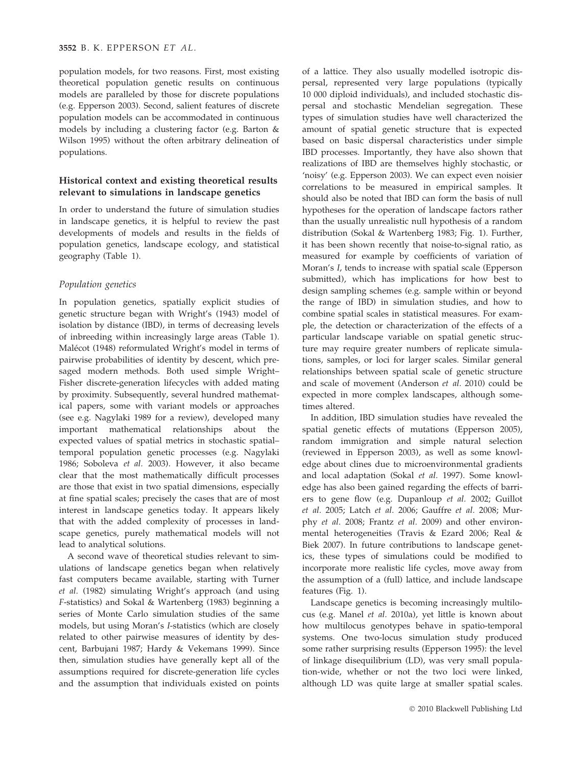population models, for two reasons. First, most existing theoretical population genetic results on continuous models are paralleled by those for discrete populations (e.g. Epperson 2003). Second, salient features of discrete population models can be accommodated in continuous models by including a clustering factor (e.g. Barton & Wilson 1995) without the often arbitrary delineation of populations.

### Historical context and existing theoretical results relevant to simulations in landscape genetics

In order to understand the future of simulation studies in landscape genetics, it is helpful to review the past developments of models and results in the fields of population genetics, landscape ecology, and statistical geography (Table 1).

#### *Population genetics*

In population genetics, spatially explicit studies of genetic structure began with Wright's (1943) model of isolation by distance (IBD), in terms of decreasing levels of inbreeding within increasingly large areas (Table 1). Malécot (1948) reformulated Wright's model in terms of pairwise probabilities of identity by descent, which presaged modern methods. Both used simple Wright–Fisher discrete-generation lifecycles with added mating by proximity. Subsequently, several hundred mathematical papers, some with variant models or approaches (see e.g. Nagylaki 1989 for a review), developed many important mathematical relationships about the expected values of spatial metrics in stochastic spatial–temporal population genetic processes (e.g. Nagylaki 1986; Soboleva *et al.* 2003). However, it also became clear that the most mathematically difficult processes are those that exist in two spatial dimensions, especially at fine spatial scales; precisely the cases that are of most interest in landscape genetics today. It appears likely that with the added complexity of processes in landscape genetics, purely mathematical models will not lead to analytical solutions.

A second wave of theoretical studies relevant to simulations of landscape genetics began when relatively fast computers became available, starting with Turner *et al.* (1982) simulating Wright's approach (and using *F*-statistics) and Sokal & Wartenberg (1983) beginning a series of Monte Carlo simulation studies of the same models, but using Moran's *I*-statistics (which are closely related to other pairwise measures of identity by descent, Barbujani 1987; Hardy & Vekemans 1999). Since then, simulation studies have generally kept all of the assumptions required for discrete-generation life cycles and the assumption that individuals existed on points of a lattice. They also usually modelled isotropic dispersal, represented very large populations (typically 10 000 diploid individuals), and included stochastic dispersal and stochastic Mendelian segregation. These types of simulation studies have well characterized the amount of spatial genetic structure that is expected based on basic dispersal characteristics under simple IBD processes. Importantly, they have also shown that realizations of IBD are themselves highly stochastic, or 'noisy' (e.g. Epperson 2003). We can expect even noisier correlations to be measured in empirical samples. It should also be noted that IBD can form the basis of null hypotheses for the operation of landscape factors rather than the usually unrealistic null hypothesis of a random distribution (Sokal & Wartenberg 1983; Fig. 1). Further, it has been shown recently that noise-to-signal ratio, as measured for example by coefficients of variation of Moran's *I*, tends to increase with spatial scale (Epperson submitted), which has implications for how best to design sampling schemes (e.g. sample within or beyond the range of IBD) in simulation studies, and how to combine spatial scales in statistical measures. For example, the detection or characterization of the effects of a particular landscape variable on spatial genetic structure may require greater numbers of replicate simulations, samples, or loci for larger scales. Similar general relationships between spatial scale of genetic structure and scale of movement (Anderson *et al.* 2010) could be expected in more complex landscapes, although sometimes altered.

In addition, IBD simulation studies have revealed the spatial genetic effects of mutations (Epperson 2005), random immigration and simple natural selection (reviewed in Epperson 2003), as well as some knowledge about clines due to microenvironmental gradients and local adaptation (Sokal *et al.* 1997). Some knowledge has also been gained regarding the effects of barriers to gene flow (e.g. Dupanloup *et al.* 2002; Guillot *et al.* 2005; Latch *et al.* 2006; Gauffre *et al.* 2008; Murphy *et al.* 2008; Frantz *et al.* 2009) and other environmental heterogeneities (Travis & Ezard 2006; Real & Biek 2007). In future contributions to landscape genetics, these types of simulations could be modified to incorporate more realistic life cycles, move away from the assumption of a (full) lattice, and include landscape features (Fig. 1).

Landscape genetics is becoming increasingly multilocus (e.g. Manel *et al.* 2010a), yet little is known about how multilocus genotypes behave in spatio-temporal systems. One two-locus simulation study produced some rather surprising results (Epperson 1995): the level of linkage disequilibrium (LD), was very small population-wide, whether or not the two loci were linked, although LD was quite large at smaller spatial scales.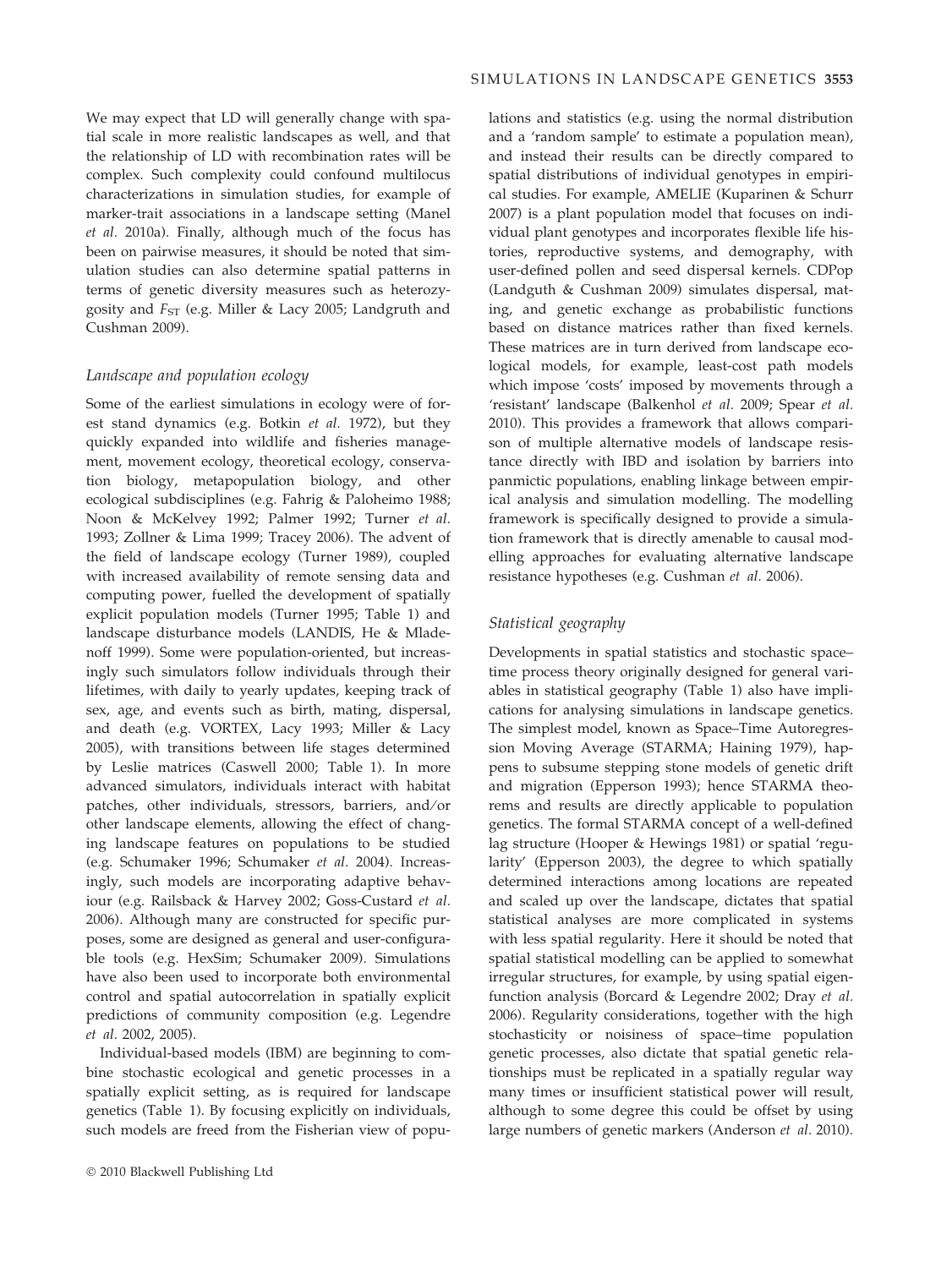We may expect that LD will generally change with spatial scale in more realistic landscapes as well, and that the relationship of LD with recombination rates will be complex. Such complexity could confound multilocus characterizations in simulation studies, for example of marker-trait associations in a landscape setting (Manel *et al.* 2010a). Finally, although much of the focus has been on pairwise measures, it should be noted that simulation studies can also determine spatial patterns in terms of genetic diversity measures such as heterozygosity and $F_{ST}$ (e.g. Miller & Lacy 2005; Landgruth and Cushman 2009).

### *Landscape and population ecology*

Some of the earliest simulations in ecology were of forest stand dynamics (e.g. Botkin *et al.* 1972), but they quickly expanded into wildlife and fisheries management, movement ecology, theoretical ecology, conservation biology, metapopulation biology, and other ecological subdisciplines (e.g. Fahrig & Paloheimo 1988; Noon & McKelvey 1992; Palmer 1992; Turner *et al.* 1993; Zollner & Lima 1999; Tracey 2006). The advent of the field of landscape ecology (Turner 1989), coupled with increased availability of remote sensing data and computing power, fuelled the development of spatially explicit population models (Turner 1995; Table 1) and landscape disturbance models (LANDIS, He & Mladenoff 1999). Some were population-oriented, but increasingly such simulators follow individuals through their lifetimes, with daily to yearly updates, keeping track of sex, age, and events such as birth, mating, dispersal, and death (e.g. VORTEX, Lacy 1993; Miller & Lacy 2005), with transitions between life stages determined by Leslie matrices (Caswell 2000; Table 1). In more advanced simulators, individuals interact with habitat patches, other individuals, stressors, barriers, and/or other landscape elements, allowing the effect of changing landscape features on populations to be studied (e.g. Schumaker 1996; Schumaker *et al.* 2004). Increasingly, such models are incorporating adaptive behaviour (e.g. Railsback & Harvey 2002; Goss-Custard *et al.* 2006). Although many are constructed for specific purposes, some are designed as general and user-configurable tools (e.g. HexSim; Schumaker 2009). Simulations have also been used to incorporate both environmental control and spatial autocorrelation in spatially explicit predictions of community composition (e.g. Legendre *et al.* 2002, 2005).

Individual-based models (IBM) are beginning to combine stochastic ecological and genetic processes in a spatially explicit setting, as is required for landscape genetics (Table 1). By focusing explicitly on individuals, such models are freed from the Fisherian view of populations and statistics (e.g. using the normal distribution and a 'random sample' to estimate a population mean), and instead their results can be directly compared to spatial distributions of individual genotypes in empirical studies. For example, AMELIE (Kuparinen & Schurr 2007) is a plant population model that focuses on individual plant genotypes and incorporates flexible life histories, reproductive systems, and demography, with user-defined pollen and seed dispersal kernels. CDPop (Landguth & Cushman 2009) simulates dispersal, mating, and genetic exchange as probabilistic functions based on distance matrices rather than fixed kernels. These matrices are in turn derived from landscape ecological models, for example, least-cost path models which impose 'costs' imposed by movements through a 'resistant' landscape (Balkenhol *et al.* 2009; Spear *et al.* 2010). This provides a framework that allows comparison of multiple alternative models of landscape resistance directly with IBD and isolation by barriers into panmictic populations, enabling linkage between empirical analysis and simulation modelling. The modelling framework is specifically designed to provide a simulation framework that is directly amenable to causal modelling approaches for evaluating alternative landscape resistance hypotheses (e.g. Cushman *et al.* 2006).

### *Statistical geography*

Developments in spatial statistics and stochastic space–time process theory originally designed for general variables in statistical geography (Table 1) also have implications for analysing simulations in landscape genetics. The simplest model, known as Space–Time Autoregression Moving Average (STARMA; Haining 1979), happens to subsume stepping stone models of genetic drift and migration (Epperson 1993); hence STARMA theorems and results are directly applicable to population genetics. The formal STARMA concept of a well-defined lag structure (Hooper & Hewings 1981) or spatial 'regularity' (Epperson 2003), the degree to which spatially determined interactions among locations are repeated and scaled up over the landscape, dictates that spatial statistical analyses are more complicated in systems with less spatial regularity. Here it should be noted that spatial statistical modelling can be applied to somewhat irregular structures, for example, by using spatial eigenfunction analysis (Borcard & Legendre 2002; Dray *et al.* 2006). Regularity considerations, together with the high stochasticity or noisiness of space–time population genetic processes, also dictate that spatial genetic relationships must be replicated in a spatially regular way many times or insufficient statistical power will result, although to some degree this could be offset by using large numbers of genetic markers (Anderson *et al.* 2010).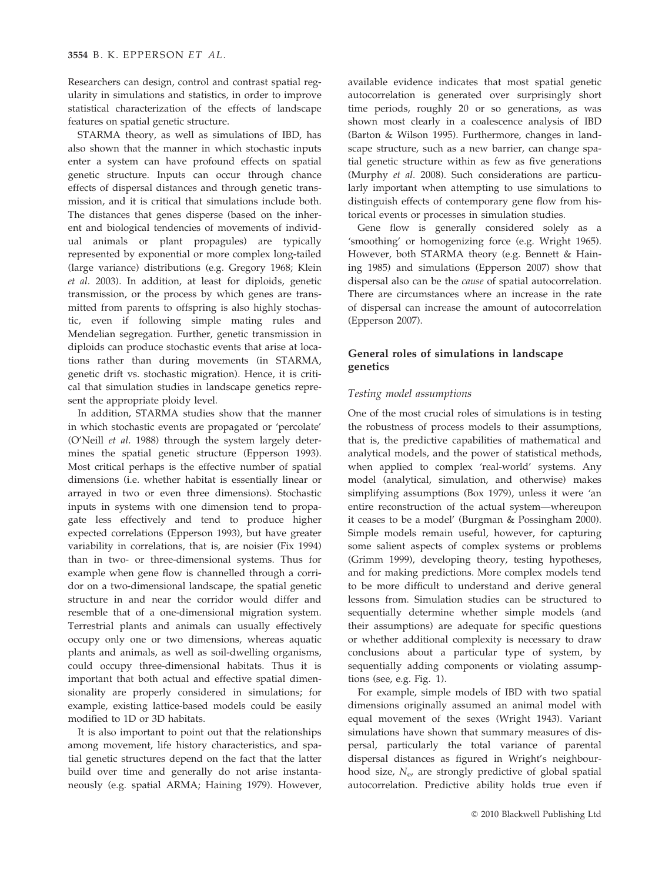Researchers can design, control and contrast spatial regularity in simulations and statistics, in order to improve statistical characterization of the effects of landscape features on spatial genetic structure.

STARMA theory, as well as simulations of IBD, has also shown that the manner in which stochastic inputs enter a system can have profound effects on spatial genetic structure. Inputs can occur through chance effects of dispersal distances and through genetic transmission, and it is critical that simulations include both. The distances that genes disperse (based on the inherent and biological tendencies of movements of individual animals or plant propagules) are typically represented by exponential or more complex long-tailed (large variance) distributions (e.g. Gregory 1968; Klein *et al.* 2003). In addition, at least for diploids, genetic transmission, or the process by which genes are transmitted from parents to offspring is also highly stochastic, even if following simple mating rules and Mendelian segregation. Further, genetic transmission in diploids can produce stochastic events that arise at locations rather than during movements (in STARMA, genetic drift vs. stochastic migration). Hence, it is critical that simulation studies in landscape genetics represent the appropriate ploidy level.

In addition, STARMA studies show that the manner in which stochastic events are propagated or 'percolate' (O'Neill *et al.* 1988) through the system largely determines the spatial genetic structure (Epperson 1993). Most critical perhaps is the effective number of spatial dimensions (i.e. whether habitat is essentially linear or arrayed in two or even three dimensions). Stochastic inputs in systems with one dimension tend to propagate less effectively and tend to produce higher expected correlations (Epperson 1993), but have greater variability in correlations, that is, are noisier (Fix 1994) than in two- or three-dimensional systems. Thus for example when gene flow is channelled through a corridor on a two-dimensional landscape, the spatial genetic structure in and near the corridor would differ and resemble that of a one-dimensional migration system. Terrestrial plants and animals can usually effectively occupy only one or two dimensions, whereas aquatic plants and animals, as well as soil-dwelling organisms, could occupy three-dimensional habitats. Thus it is important that both actual and effective spatial dimensionality are properly considered in simulations; for example, existing lattice-based models could be easily modified to 1D or 3D habitats.

It is also important to point out that the relationships among movement, life history characteristics, and spatial genetic structures depend on the fact that the latter build over time and generally do not arise instantaneously (e.g. spatial ARMA; Haining 1979). However, available evidence indicates that most spatial genetic autocorrelation is generated over surprisingly short time periods, roughly 20 or so generations, as was shown most clearly in a coalescence analysis of IBD (Barton & Wilson 1995). Furthermore, changes in landscape structure, such as a new barrier, can change spatial genetic structure within as few as five generations (Murphy *et al.* 2008). Such considerations are particularly important when attempting to use simulations to distinguish effects of contemporary gene flow from historical events or processes in simulation studies.

Gene flow is generally considered solely as a 'smoothing' or homogenizing force (e.g. Wright 1965). However, both STARMA theory (e.g. Bennett & Haining 1985) and simulations (Epperson 2007) show that dispersal also can be the *cause* of spatial autocorrelation. There are circumstances where an increase in the rate of dispersal can increase the amount of autocorrelation (Epperson 2007).

## General roles of simulations in landscape genetics

### Testing model assumptions

One of the most crucial roles of simulations is in testing the robustness of process models to their assumptions, that is, the predictive capabilities of mathematical and analytical models, and the power of statistical methods, when applied to complex 'real-world' systems. Any model (analytical, simulation, and otherwise) makes simplifying assumptions (Box 1979), unless it were 'an entire reconstruction of the actual system—whereupon it ceases to be a model' (Burgman & Possingham 2000). Simple models remain useful, however, for capturing some salient aspects of complex systems or problems (Grimm 1999), developing theory, testing hypotheses, and for making predictions. More complex models tend to be more difficult to understand and derive general lessons from. Simulation studies can be structured to sequentially determine whether simple models (and their assumptions) are adequate for specific questions or whether additional complexity is necessary to draw conclusions about a particular type of system, by sequentially adding components or violating assumptions (see, e.g. Fig. 1).

For example, simple models of IBD with two spatial dimensions originally assumed an animal model with equal movement of the sexes (Wright 1943). Variant simulations have shown that summary measures of dispersal, particularly the total variance of parental dispersal distances as figured in Wright's neighbourhood size, $N_e$, are strongly predictive of global spatial autocorrelation. Predictive ability holds true even if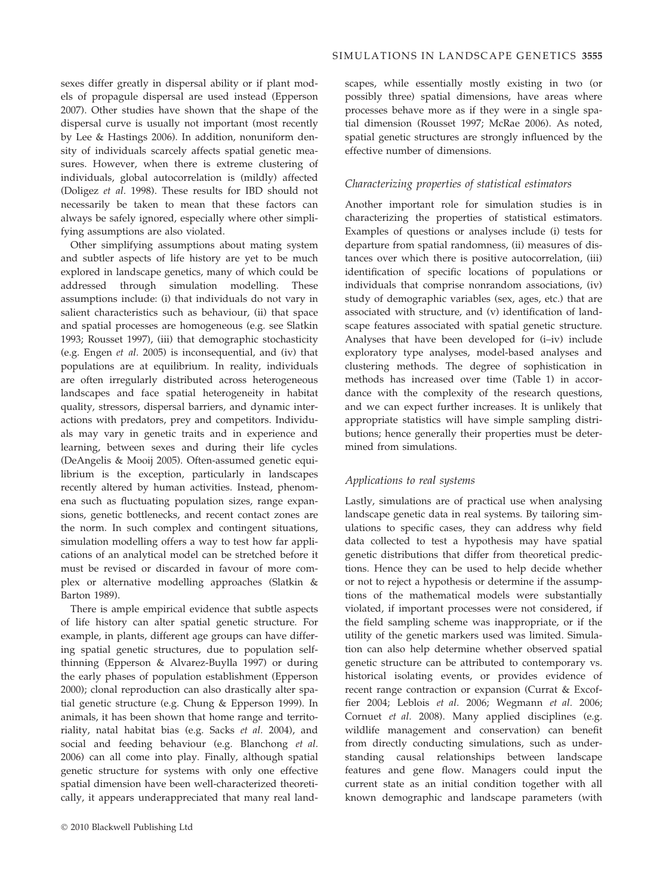sexes differ greatly in dispersal ability or if plant models of propagule dispersal are used instead (Epperson 2007). Other studies have shown that the shape of the dispersal curve is usually not important (most recently by Lee & Hastings 2006). In addition, nonuniform density of individuals scarcely affects spatial genetic measures. However, when there is extreme clustering of individuals, global autocorrelation is (mildly) affected (Doligez *et al.* 1998). These results for IBD should not necessarily be taken to mean that these factors can always be safely ignored, especially where other simplifying assumptions are also violated.

Other simplifying assumptions about mating system and subtler aspects of life history are yet to be much explored in landscape genetics, many of which could be addressed through simulation modelling. These assumptions include: (i) that individuals do not vary in salient characteristics such as behaviour, (ii) that space and spatial processes are homogeneous (e.g. see Slatkin 1993; Rousset 1997), (iii) that demographic stochasticity (e.g. Engen *et al.* 2005) is inconsequential, and (iv) that populations are at equilibrium. In reality, individuals are often irregularly distributed across heterogeneous landscapes and face spatial heterogeneity in habitat quality, stressors, dispersal barriers, and dynamic interactions with predators, prey and competitors. Individuals may vary in genetic traits and in experience and learning, between sexes and during their life cycles (DeAngelis & Mooij 2005). Often-assumed genetic equilibrium is the exception, particularly in landscapes recently altered by human activities. Instead, phenomena such as fluctuating population sizes, range expansions, genetic bottlenecks, and recent contact zones are the norm. In such complex and contingent situations, simulation modelling offers a way to test how far applications of an analytical model can be stretched before it must be revised or discarded in favour of more complex or alternative modelling approaches (Slatkin & Barton 1989).

There is ample empirical evidence that subtle aspects of life history can alter spatial genetic structure. For example, in plants, different age groups can have differing spatial genetic structures, due to population self-thinning (Epperson & Alvarez-Buylla 1997) or during the early phases of population establishment (Epperson 2000); clonal reproduction can also drastically alter spatial genetic structure (e.g. Chung & Epperson 1999). In animals, it has been shown that home range and territoriality, natal habitat bias (e.g. Sacks *et al.* 2004), and social and feeding behaviour (e.g. Blanchong *et al.* 2006) can all come into play. Finally, although spatial genetic structure for systems with only one effective spatial dimension have been well-characterized theoretically, it appears underappreciated that many real landscapes, while essentially mostly existing in two (or possibly three) spatial dimensions, have areas where processes behave more as if they were in a single spatial dimension (Rousset 1997; McRae 2006). As noted, spatial genetic structures are strongly influenced by the effective number of dimensions.

### *Characterizing properties of statistical estimators*

Another important role for simulation studies is in characterizing the properties of statistical estimators. Examples of questions or analyses include (i) tests for departure from spatial randomness, (ii) measures of distances over which there is positive autocorrelation, (iii) identification of specific locations of populations or individuals that comprise nonrandom associations, (iv) study of demographic variables (sex, ages, etc.) that are associated with structure, and (v) identification of landscape features associated with spatial genetic structure. Analyses that have been developed for (i–iv) include exploratory type analyses, model-based analyses and clustering methods. The degree of sophistication in methods has increased over time (Table 1) in accordance with the complexity of the research questions, and we can expect further increases. It is unlikely that appropriate statistics will have simple sampling distributions; hence generally their properties must be determined from simulations.

### *Applications to real systems*

Lastly, simulations are of practical use when analysing landscape genetic data in real systems. By tailoring simulations to specific cases, they can address why field data collected to test a hypothesis may have spatial genetic distributions that differ from theoretical predictions. Hence they can be used to help decide whether or not to reject a hypothesis or determine if the assumptions of the mathematical models were substantially violated, if important processes were not considered, if the field sampling scheme was inappropriate, or if the utility of the genetic markers used was limited. Simulation can also help determine whether observed spatial genetic structure can be attributed to contemporary vs. historical isolating events, or provides evidence of recent range contraction or expansion (Currat & Excoffier 2004; Leblois *et al.* 2006; Wegmann *et al.* 2006; Cornuet *et al.* 2008). Many applied disciplines (e.g. wildlife management and conservation) can benefit from directly conducting simulations, such as understanding causal relationships between landscape features and gene flow. Managers could input the current state as an initial condition together with all known demographic and landscape parameters (with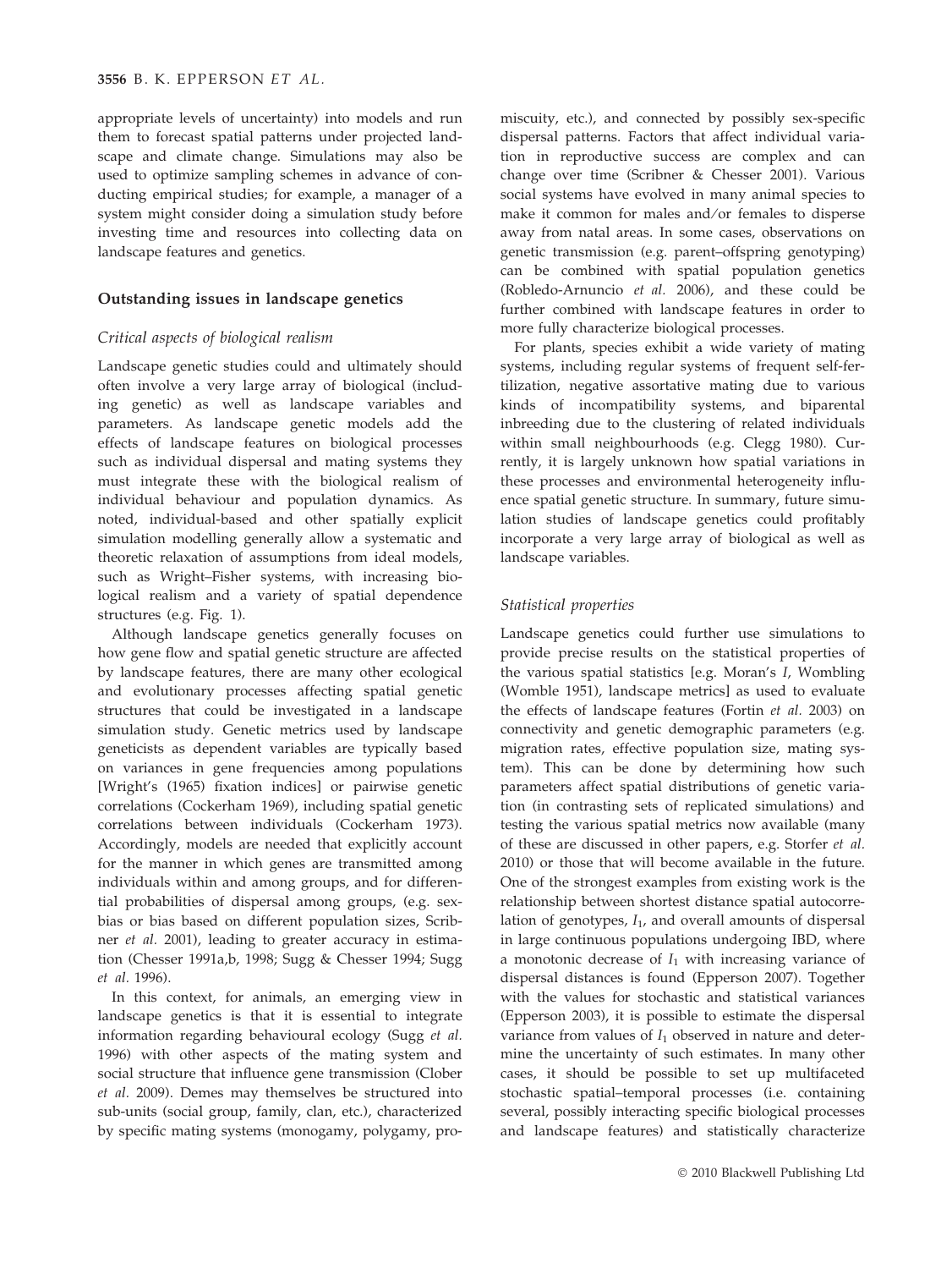appropriate levels of uncertainty) into models and run them to forecast spatial patterns under projected landscape and climate change. Simulations may also be used to optimize sampling schemes in advance of conducting empirical studies; for example, a manager of a system might consider doing a simulation study before investing time and resources into collecting data on landscape features and genetics.

## Outstanding issues in landscape genetics

### *Critical aspects of biological realism*

Landscape genetic studies could and ultimately should often involve a very large array of biological (including genetic) as well as landscape variables and parameters. As landscape genetic models add the effects of landscape features on biological processes such as individual dispersal and mating systems they must integrate these with the biological realism of individual behaviour and population dynamics. As noted, individual-based and other spatially explicit simulation modelling generally allow a systematic and theoretic relaxation of assumptions from ideal models, such as Wright–Fisher systems, with increasing biological realism and a variety of spatial dependence structures (e.g. Fig. 1).

Although landscape genetics generally focuses on how gene flow and spatial genetic structure are affected by landscape features, there are many other ecological and evolutionary processes affecting spatial genetic structures that could be investigated in a landscape simulation study. Genetic metrics used by landscape geneticists as dependent variables are typically based on variances in gene frequencies among populations [Wright's (1965) fixation indices] or pairwise genetic correlations (Cockerham 1969), including spatial genetic correlations between individuals (Cockerham 1973). Accordingly, models are needed that explicitly account for the manner in which genes are transmitted among individuals within and among groups, and for differential probabilities of dispersal among groups, (e.g. sex-bias or bias based on different population sizes, Scribner *et al.* 2001), leading to greater accuracy in estimation (Chesser 1991a,b, 1998; Sugg & Chesser 1994; Sugg *et al.* 1996).

In this context, for animals, an emerging view in landscape genetics is that it is essential to integrate information regarding behavioural ecology (Sugg *et al.* 1996) with other aspects of the mating system and social structure that influence gene transmission (Clober *et al.* 2009). Demes may themselves be structured into sub-units (social group, family, clan, etc.), characterized by specific mating systems (monogamy, polygamy, promiscuity, etc.), and connected by possibly sex-specific dispersal patterns. Factors that affect individual variation in reproductive success are complex and can change over time (Scribner & Chesser 2001). Various social systems have evolved in many animal species to make it common for males and/or females to disperse away from natal areas. In some cases, observations on genetic transmission (e.g. parent–offspring genotyping) can be combined with spatial population genetics (Robledo-Arnuncio *et al.* 2006), and these could be further combined with landscape features in order to more fully characterize biological processes.

For plants, species exhibit a wide variety of mating systems, including regular systems of frequent self-fertilization, negative assortative mating due to various kinds of incompatibility systems, and biparental inbreeding due to the clustering of related individuals within small neighbourhoods (e.g. Clegg 1980). Currently, it is largely unknown how spatial variations in these processes and environmental heterogeneity influence spatial genetic structure. In summary, future simulation studies of landscape genetics could profitably incorporate a very large array of biological as well as landscape variables.

### *Statistical properties*

Landscape genetics could further use simulations to provide precise results on the statistical properties of the various spatial statistics [e.g. Moran's *I*, Wombling (Womble 1951), landscape metrics] as used to evaluate the effects of landscape features (Fortin *et al.* 2003) on connectivity and genetic demographic parameters (e.g. migration rates, effective population size, mating system). This can be done by determining how such parameters affect spatial distributions of genetic variation (in contrasting sets of replicated simulations) and testing the various spatial metrics now available (many of these are discussed in other papers, e.g. Storfer *et al.* 2010) or those that will become available in the future. One of the strongest examples from existing work is the relationship between shortest distance spatial autocorrelation of genotypes, $I_1$, and overall amounts of dispersal in large continuous populations undergoing IBD, where a monotonic decrease of $I_1$ with increasing variance of dispersal distances is found (Epperson 2007). Together with the values for stochastic and statistical variances (Epperson 2003), it is possible to estimate the dispersal variance from values of $I_1$ observed in nature and determine the uncertainty of such estimates. In many other cases, it should be possible to set up multifaceted stochastic spatial–temporal processes (i.e. containing several, possibly interacting specific biological processes and landscape features) and statistically characterize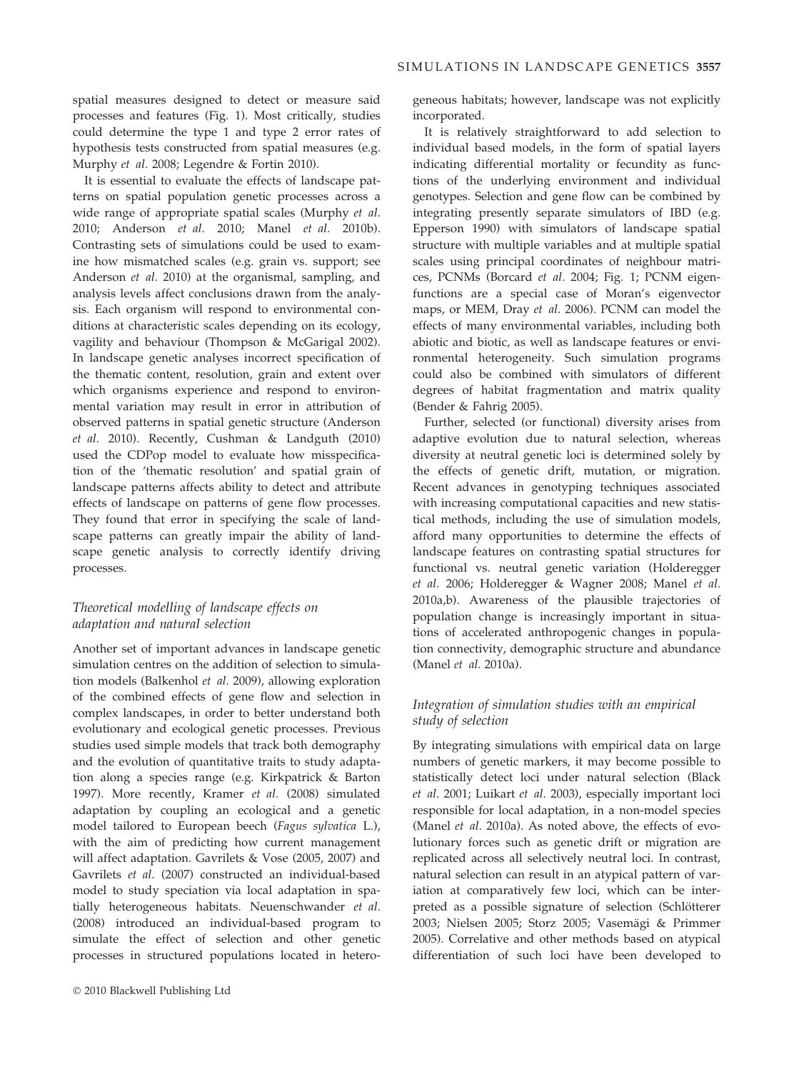spatial measures designed to detect or measure said processes and features (Fig. 1). Most critically, studies could determine the type 1 and type 2 error rates of hypothesis tests constructed from spatial measures (e.g. Murphy *et al.* 2008; Legendre & Fortin 2010).

It is essential to evaluate the effects of landscape patterns on spatial population genetic processes across a wide range of appropriate spatial scales (Murphy *et al.* 2010; Anderson *et al.* 2010; Manel *et al.* 2010b). Contrasting sets of simulations could be used to examine how mismatched scales (e.g. grain vs. support; see Anderson *et al.* 2010) at the organismal, sampling, and analysis levels affect conclusions drawn from the analysis. Each organism will respond to environmental conditions at characteristic scales depending on its ecology, vagility and behaviour (Thompson & McGarigal 2002). In landscape genetic analyses incorrect specification of the thematic content, resolution, grain and extent over which organisms experience and respond to environmental variation may result in error in attribution of observed patterns in spatial genetic structure (Anderson *et al.* 2010). Recently, Cushman & Landguth (2010) used the CDPop model to evaluate how misspecification of the 'thematic resolution' and spatial grain of landscape patterns affects ability to detect and attribute effects of landscape on patterns of gene flow processes. They found that error in specifying the scale of landscape patterns can greatly impair the ability of landscape genetic analysis to correctly identify driving processes.

### *Theoretical modelling of landscape effects on adaptation and natural selection*

Another set of important advances in landscape genetic simulation centres on the addition of selection to simulation models (Balkenhol *et al.* 2009), allowing exploration of the combined effects of gene flow and selection in complex landscapes, in order to better understand both evolutionary and ecological genetic processes. Previous studies used simple models that track both demography and the evolution of quantitative traits to study adaptation along a species range (e.g. Kirkpatrick & Barton 1997). More recently, Kramer *et al.* (2008) simulated adaptation by coupling an ecological and a genetic model tailored to European beech (*Fagus sylvatica* L.), with the aim of predicting how current management will affect adaptation. Gavrilets & Vose (2005, 2007) and Gavrilets *et al.* (2007) constructed an individual-based model to study speciation via local adaptation in spatially heterogeneous habitats. Neuenschwander *et al.* (2008) introduced an individual-based program to simulate the effect of selection and other genetic processes in structured populations located in heterogeneous habitats; however, landscape was not explicitly incorporated.

It is relatively straightforward to add selection to individual based models, in the form of spatial layers indicating differential mortality or fecundity as functions of the underlying environment and individual genotypes. Selection and gene flow can be combined by integrating presently separate simulators of IBD (e.g. Epperson 1990) with simulators of landscape spatial structure with multiple variables and at multiple spatial scales using principal coordinates of neighbour matrices, PCNMs (Borcard *et al.* 2004; Fig. 1; PCNM eigenfunctions are a special case of Moran's eigenvector maps, or MEM, Dray *et al.* 2006). PCNM can model the effects of many environmental variables, including both abiotic and biotic, as well as landscape features or environmental heterogeneity. Such simulation programs could also be combined with simulators of different degrees of habitat fragmentation and matrix quality (Bender & Fahrig 2005).

Further, selected (or functional) diversity arises from adaptive evolution due to natural selection, whereas diversity at neutral genetic loci is determined solely by the effects of genetic drift, mutation, or migration. Recent advances in genotyping techniques associated with increasing computational capacities and new statistical methods, including the use of simulation models, afford many opportunities to determine the effects of landscape features on contrasting spatial structures for functional vs. neutral genetic variation (Holderegger *et al.* 2006; Holderegger & Wagner 2008; Manel *et al.* 2010a,b). Awareness of the plausible trajectories of population change is increasingly important in situations of accelerated anthropogenic changes in population connectivity, demographic structure and abundance (Manel *et al.* 2010a).

### *Integration of simulation studies with an empirical study of selection*

By integrating simulations with empirical data on large numbers of genetic markers, it may become possible to statistically detect loci under natural selection (Black *et al.* 2001; Luikart *et al.* 2003), especially important loci responsible for local adaptation, in a non-model species (Manel *et al.* 2010a). As noted above, the effects of evolutionary forces such as genetic drift or migration are replicated across all selectively neutral loci. In contrast, natural selection can result in an atypical pattern of variation at comparatively few loci, which can be interpreted as a possible signature of selection (Schlötterer 2003; Nielsen 2005; Storz 2005; Vasemägi & Primmer 2005). Correlative and other methods based on atypical differentiation of such loci have been developed to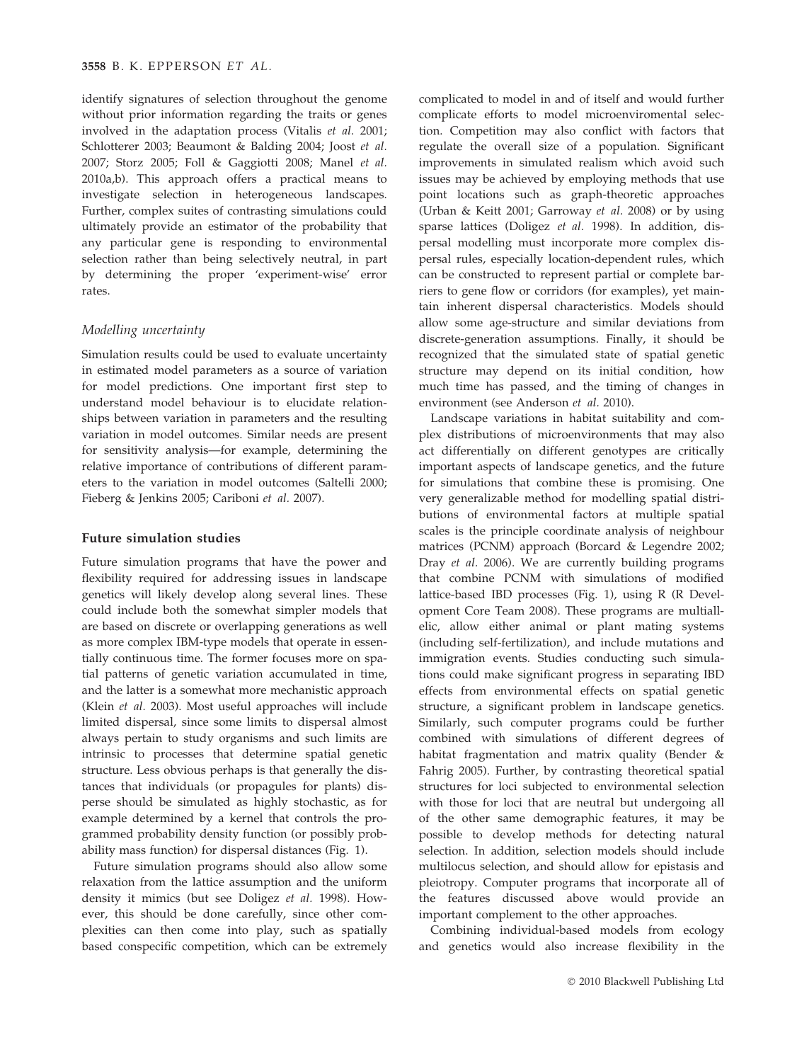identify signatures of selection throughout the genome without prior information regarding the traits or genes involved in the adaptation process (Vitalis *et al.* 2001; Schlotterer 2003; Beaumont & Balding 2004; Joost *et al.* 2007; Storz 2005; Foll & Gaggiotti 2008; Manel *et al.* 2010a,b). This approach offers a practical means to investigate selection in heterogeneous landscapes. Further, complex suites of contrasting simulations could ultimately provide an estimator of the probability that any particular gene is responding to environmental selection rather than being selectively neutral, in part by determining the proper 'experiment-wise' error rates.

### *Modelling uncertainty*

Simulation results could be used to evaluate uncertainty in estimated model parameters as a source of variation for model predictions. One important first step to understand model behaviour is to elucidate relationships between variation in parameters and the resulting variation in model outcomes. Similar needs are present for sensitivity analysis—for example, determining the relative importance of contributions of different parameters to the variation in model outcomes (Saltelli 2000; Fieberg & Jenkins 2005; Cariboni *et al.* 2007).

## Future simulation studies

Future simulation programs that have the power and flexibility required for addressing issues in landscape genetics will likely develop along several lines. These could include both the somewhat simpler models that are based on discrete or overlapping generations as well as more complex IBM-type models that operate in essentially continuous time. The former focuses more on spatial patterns of genetic variation accumulated in time, and the latter is a somewhat more mechanistic approach (Klein *et al.* 2003). Most useful approaches will include limited dispersal, since some limits to dispersal almost always pertain to study organisms and such limits are intrinsic to processes that determine spatial genetic structure. Less obvious perhaps is that generally the distances that individuals (or propagules for plants) disperse should be simulated as highly stochastic, as for example determined by a kernel that controls the programmed probability density function (or possibly probability mass function) for dispersal distances (Fig. 1).

Future simulation programs should also allow some relaxation from the lattice assumption and the uniform density it mimics (but see Doligez *et al.* 1998). However, this should be done carefully, since other complexities can then come into play, such as spatially based conspecific competition, which can be extremely complicated to model in and of itself and would further complicate efforts to model microenviromental selection. Competition may also conflict with factors that regulate the overall size of a population. Significant improvements in simulated realism which avoid such issues may be achieved by employing methods that use point locations such as graph-theoretic approaches (Urban & Keitt 2001; Garroway *et al.* 2008) or by using sparse lattices (Doligez *et al.* 1998). In addition, dispersal modelling must incorporate more complex dispersal rules, especially location-dependent rules, which can be constructed to represent partial or complete barriers to gene flow or corridors (for examples), yet maintain inherent dispersal characteristics. Models should allow some age-structure and similar deviations from discrete-generation assumptions. Finally, it should be recognized that the simulated state of spatial genetic structure may depend on its initial condition, how much time has passed, and the timing of changes in environment (see Anderson *et al.* 2010).

Landscape variations in habitat suitability and complex distributions of microenvironments that may also act differentially on different genotypes are critically important aspects of landscape genetics, and the future for simulations that combine these is promising. One very generalizable method for modelling spatial distributions of environmental factors at multiple spatial scales is the principle coordinate analysis of neighbour matrices (PCNM) approach (Borcard & Legendre 2002; Dray *et al.* 2006). We are currently building programs that combine PCNM with simulations of modified lattice-based IBD processes (Fig. 1), using R (R Development Core Team 2008). These programs are multiallelic, allow either animal or plant mating systems (including self-fertilization), and include mutations and immigration events. Studies conducting such simulations could make significant progress in separating IBD effects from environmental effects on spatial genetic structure, a significant problem in landscape genetics. Similarly, such computer programs could be further combined with simulations of different degrees of habitat fragmentation and matrix quality (Bender & Fahrig 2005). Further, by contrasting theoretical spatial structures for loci subjected to environmental selection with those for loci that are neutral but undergoing all of the other same demographic features, it may be possible to develop methods for detecting natural selection. In addition, selection models should include multilocus selection, and should allow for epistasis and pleiotropy. Computer programs that incorporate all of the features discussed above would provide an important complement to the other approaches.

Combining individual-based models from ecology and genetics would also increase flexibility in the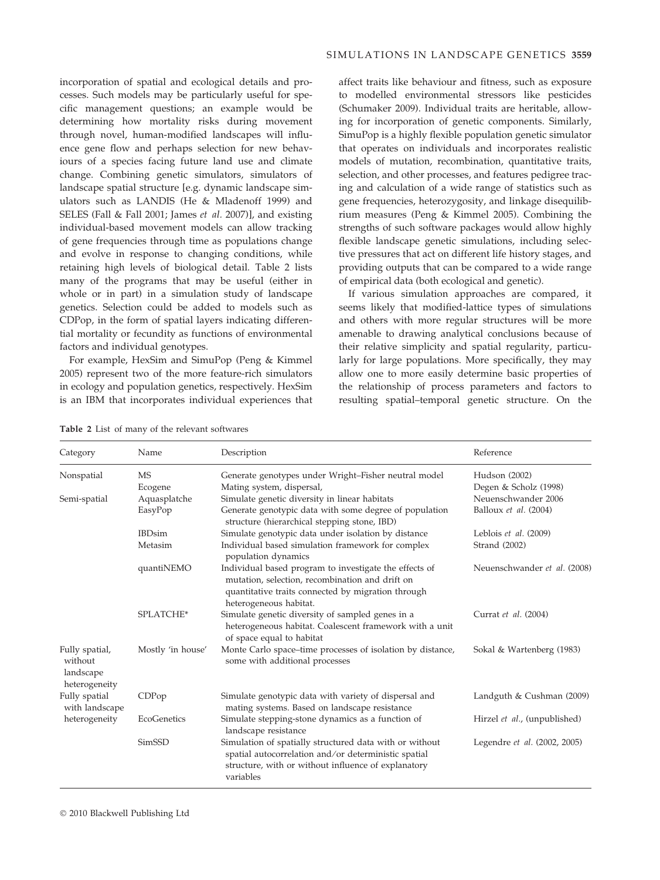incorporation of spatial and ecological details and processes. Such models may be particularly useful for specific management questions; an example would be determining how mortality risks during movement through novel, human-modified landscapes will influence gene flow and perhaps selection for new behaviours of a species facing future land use and climate change. Combining genetic simulators, simulators of landscape spatial structure [e.g. dynamic landscape simulators such as LANDIS (He & Mladenoff 1999) and SELES (Fall & Fall 2001; James *et al.* 2007)], and existing individual-based movement models can allow tracking of gene frequencies through time as populations change and evolve in response to changing conditions, while retaining high levels of biological detail. Table 2 lists many of the programs that may be useful (either in whole or in part) in a simulation study of landscape genetics. Selection could be added to models such as CDPop, in the form of spatial layers indicating differential mortality or fecundity as functions of environmental factors and individual genotypes.

For example, HexSim and SimuPop (Peng & Kimmel 2005) represent two of the more feature-rich simulators in ecology and population genetics, respectively. HexSim is an IBM that incorporates individual experiences that affect traits like behaviour and fitness, such as exposure to modelled environmental stressors like pesticides (Schumaker 2009). Individual traits are heritable, allowing for incorporation of genetic components. Similarly, SimuPop is a highly flexible population genetic simulator that operates on individuals and incorporates realistic models of mutation, recombination, quantitative traits, selection, and other processes, and features pedigree tracing and calculation of a wide range of statistics such as gene frequencies, heterozygosity, and linkage disequilibrium measures (Peng & Kimmel 2005). Combining the strengths of such software packages would allow highly flexible landscape genetic simulations, including selective pressures that act on different life history stages, and providing outputs that can be compared to a wide range of empirical data (both ecological and genetic).

If various simulation approaches are compared, it seems likely that modified-lattice types of simulations and others with more regular structures will be more amenable to drawing analytical conclusions because of their relative simplicity and spatial regularity, particularly for large populations. More specifically, they may allow one to more easily determine basic properties of the relationship of process parameters and factors to resulting spatial–temporal genetic structure. On the

**Table 2** List of many of the relevant softwares

| Category | Name | Description | Reference |
|---|---|---|---|
| Nonspatial | MS | Generate genotypes under Wright–Fisher neutral model | Hudson (2002) |
| | Ecogene | Mating system, dispersal, | Degen & Scholz (1998) |
| Semi-spatial | Aquasplatche | Simulate genetic diversity in linear habitats | Neuenschwander 2006 |
| | EasyPop | Generate genotypic data with some degree of population structure (hierarchical stepping stone, IBD) | Balloux *et al.* (2004) |
| | IBDsim | Simulate genotypic data under isolation by distance | Leblois *et al.* (2009) |
| | Metasim | Individual based simulation framework for complex population dynamics | Strand (2002) |
| | quantiNEMO | Individual based program to investigate the effects of mutation, selection, recombination and drift on quantitative traits connected by migration through heterogeneous habitat. | Neuenschwander *et al.* (2008) |
| | SPLATCHE* | Simulate genetic diversity of sampled genes in a heterogeneous habitat. Coalescent framework with a unit of space equal to habitat | Currat *et al.* (2004) |
| Fully spatial, without landscape heterogeneity | Mostly 'in house' | Monte Carlo space–time processes of isolation by distance, some with additional processes | Sokal & Wartenberg (1983) |
| Fully spatial with landscape heterogeneity | CDPop | Simulate genotypic data with variety of dispersal and mating systems. Based on landscape resistance | Landguth & Cushman (2009) |
| | EcoGenetics | Simulate stepping-stone dynamics as a function of landscape resistance | Hirzel *et al.*, (unpublished) |
| | SimSSD | Simulation of spatially structured data with or without spatial autocorrelation and/or deterministic spatial structure, with or without influence of explanatory variables | Legendre *et al.* (2002, 2005) |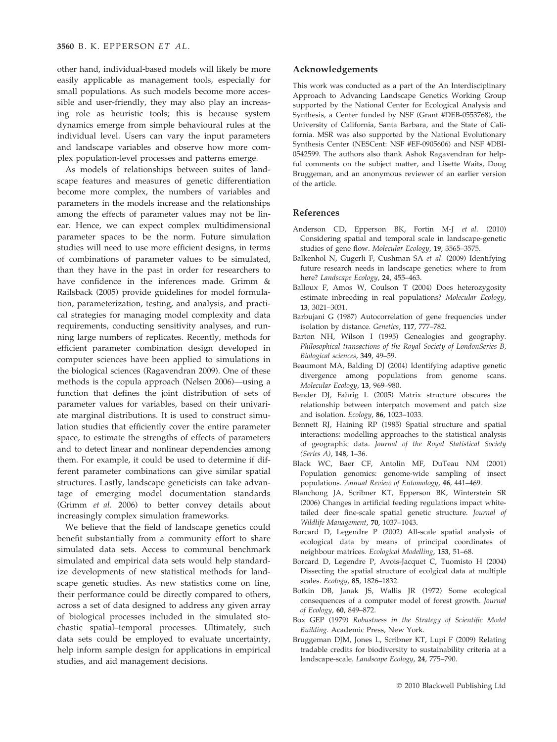other hand, individual-based models will likely be more easily applicable as management tools, especially for small populations. As such models become more accessible and user-friendly, they may also play an increasing role as heuristic tools; this is because system dynamics emerge from simple behavioural rules at the individual level. Users can vary the input parameters and landscape variables and observe how more complex population-level processes and patterns emerge.

As models of relationships between suites of landscape features and measures of genetic differentiation become more complex, the numbers of variables and parameters in the models increase and the relationships among the effects of parameter values may not be linear. Hence, we can expect complex multidimensional parameter spaces to be the norm. Future simulation studies will need to use more efficient designs, in terms of combinations of parameter values to be simulated, than they have in the past in order for researchers to have confidence in the inferences made. Grimm & Railsback (2005) provide guidelines for model formulation, parameterization, testing, and analysis, and practical strategies for managing model complexity and data requirements, conducting sensitivity analyses, and running large numbers of replicates. Recently, methods for efficient parameter combination design developed in computer sciences have been applied to simulations in the biological sciences (Ragavendran 2009). One of these methods is the copula approach (Nelsen 2006)—using a function that defines the joint distribution of sets of parameter values for variables, based on their univariate marginal distributions. It is used to construct simulation studies that efficiently cover the entire parameter space, to estimate the strengths of effects of parameters and to detect linear and nonlinear dependencies among them. For example, it could be used to determine if different parameter combinations can give similar spatial structures. Lastly, landscape geneticists can take advantage of emerging model documentation standards (Grimm *et al.* 2006) to better convey details about increasingly complex simulation frameworks.

We believe that the field of landscape genetics could benefit substantially from a community effort to share simulated data sets. Access to communal benchmark simulated and empirical data sets would help standardize developments of new statistical methods for landscape genetic studies. As new statistics come on line, their performance could be directly compared to others, across a set of data designed to address any given array of biological processes included in the simulated stochastic spatial–temporal processes. Ultimately, such data sets could be employed to evaluate uncertainty, help inform sample design for applications in empirical studies, and aid management decisions.

## Acknowledgements

This work was conducted as a part of the An Interdisciplinary Approach to Advancing Landscape Genetics Working Group supported by the National Center for Ecological Analysis and Synthesis, a Center funded by NSF (Grant #DEB-0553768), the University of California, Santa Barbara, and the State of California. MSR was also supported by the National Evolutionary Synthesis Center (NESCent: NSF #EF-0905606) and NSF #DBI-0542599. The authors also thank Ashok Ragavendran for helpful comments on the subject matter, and Lisette Waits, Doug Bruggeman, and an anonymous reviewer of an earlier version of the article.

## References

Anderson CD, Epperson BK, Fortin M-J *et al.* (2010) Considering spatial and temporal scale in landscape-genetic studies of gene flow. *Molecular Ecology*, **19**, 3565–3575.

Balkenhol N, Gugerli F, Cushman SA *et al.* (2009) Identifying future research needs in landscape genetics: where to from here? *Landscape Ecology*, **24**, 455–463.

Balloux F, Amos W, Coulson T (2004) Does heterozygosity estimate inbreeding in real populations? *Molecular Ecology*, **13**, 3021–3031.

Barbujani G (1987) Autocorrelation of gene frequencies under isolation by distance. *Genetics*, **117**, 777–782.

Barton NH, Wilson I (1995) Genealogies and geography. *Philosophical transactions of the Royal Society of LondonSeries B, Biological sciences*, **349**, 49–59.

Beaumont MA, Balding DJ (2004) Identifying adaptive genetic divergence among populations from genome scans. *Molecular Ecology*, **13**, 969–980.

Bender DJ, Fahrig L (2005) Matrix structure obscures the relationship between interpatch movement and patch size and isolation. *Ecology*, **86**, 1023–1033.

Bennett RJ, Haining RP (1985) Spatial structure and spatial interactions: modelling approaches to the statistical analysis of geographic data. *Journal of the Royal Statistical Society (Series A)*, **148**, 1–36.

Black WC, Baer CF, Antolin MF, DuTeau NM (2001) Population genomics: genome-wide sampling of insect populations. *Annual Review of Entomology*, **46**, 441–469.

Blanchong JA, Scribner KT, Epperson BK, Winterstein SR (2006) Changes in artificial feeding regulations impact white-tailed deer fine-scale spatial genetic structure. *Journal of Wildlife Management*, **70**, 1037–1043.

Borcard D, Legendre P (2002) All-scale spatial analysis of ecological data by means of principal coordinates of neighbour matrices. *Ecological Modelling*, **153**, 51–68.

Borcard D, Legendre P, Avois-Jacquet C, Tuomisto H (2004) Dissecting the spatial structure of ecolgical data at multiple scales. *Ecology*, **85**, 1826–1832.

Botkin DB, Janak JS, Wallis JR (1972) Some ecological consequences of a computer model of forest growth. *Journal of Ecology*, **60**, 849–872.

Box GEP (1979) *Robustness in the Strategy of Scientific Model Building*. Academic Press, New York.

Bruggeman DJM, Jones L, Scribner KT, Lupi F (2009) Relating tradable credits for biodiversity to sustainability criteria at a landscape-scale. *Landscape Ecology*, **24**, 775–790.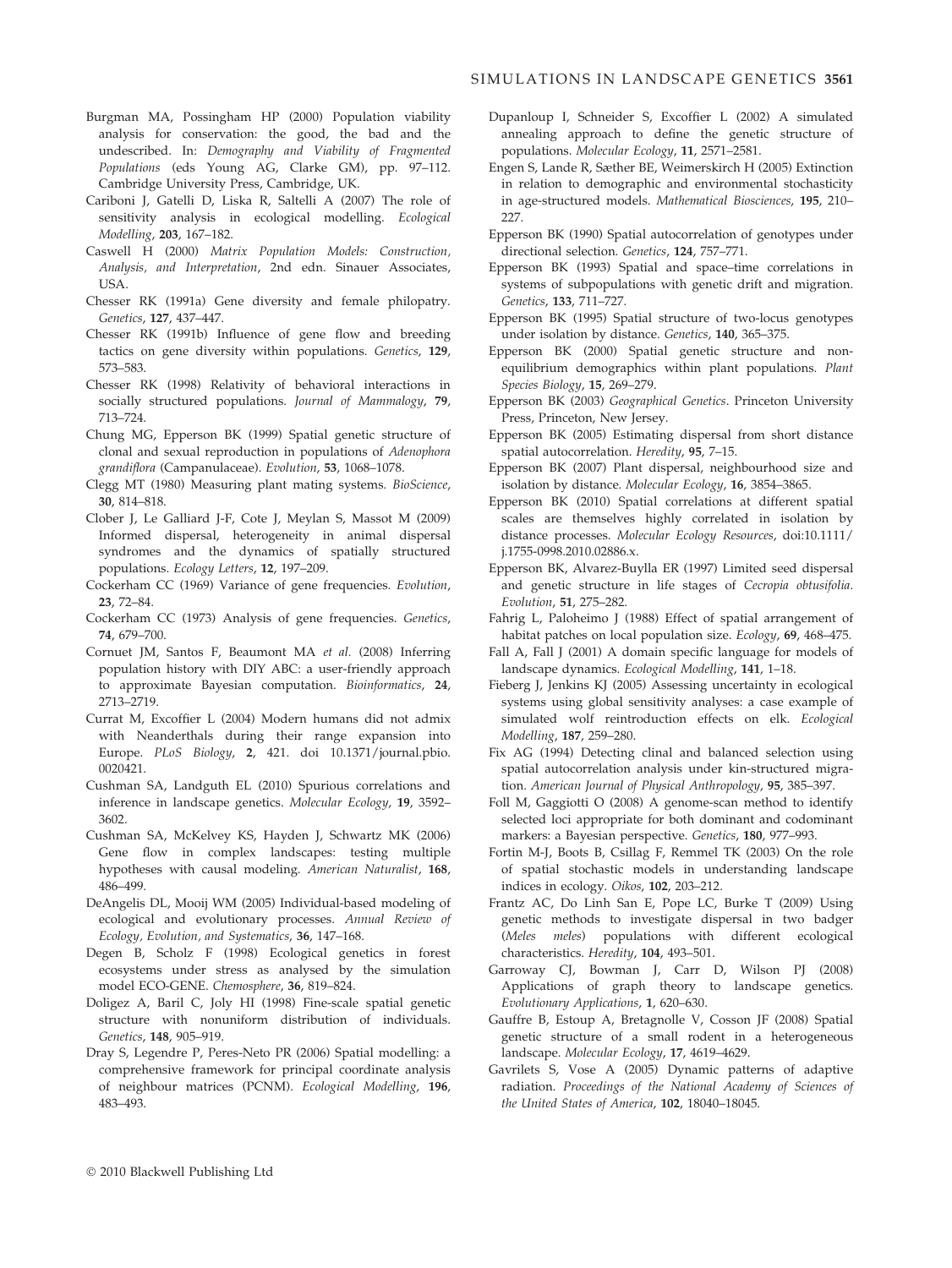Burgman MA, Possingham HP (2000) Population viability analysis for conservation: the good, the bad and the undescribed. In: *Demography and Viability of Fragmented Populations* (eds Young AG, Clarke GM), pp. 97–112. Cambridge University Press, Cambridge, UK.

Cariboni J, Gatelli D, Liska R, Saltelli A (2007) The role of sensitivity analysis in ecological modelling. *Ecological Modelling*, **203**, 167–182.

Caswell H (2000) *Matrix Population Models: Construction, Analysis, and Interpretation*, 2nd edn. Sinauer Associates, USA.

Chesser RK (1991a) Gene diversity and female philopatry. *Genetics*, **127**, 437–447.

Chesser RK (1991b) Influence of gene flow and breeding tactics on gene diversity within populations. *Genetics*, **129**, 573–583.

Chesser RK (1998) Relativity of behavioral interactions in socially structured populations. *Journal of Mammalogy*, **79**, 713–724.

Chung MG, Epperson BK (1999) Spatial genetic structure of clonal and sexual reproduction in populations of *Adenophora grandiflora* (Campanulaceae). *Evolution*, **53**, 1068–1078.

Clegg MT (1980) Measuring plant mating systems. *BioScience*, **30**, 814–818.

Clober J, Le Galliard J-F, Cote J, Meylan S, Massot M (2009) Informed dispersal, heterogeneity in animal dispersal syndromes and the dynamics of spatially structured populations. *Ecology Letters*, **12**, 197–209.

Cockerham CC (1969) Variance of gene frequencies. *Evolution*, **23**, 72–84.

Cockerham CC (1973) Analysis of gene frequencies. *Genetics*, **74**, 679–700.

Cornuet JM, Santos F, Beaumont MA *et al.* (2008) Inferring population history with DIY ABC: a user-friendly approach to approximate Bayesian computation. *Bioinformatics*, **24**, 2713–2719.

Currat M, Excoffier L (2004) Modern humans did not admix with Neanderthals during their range expansion into Europe. *PLoS Biology*, **2**, 421. doi 10.1371/journal.pbio.0020421.

Cushman SA, Landguth EL (2010) Spurious correlations and inference in landscape genetics. *Molecular Ecology*, **19**, 3592–3602.

Cushman SA, McKelvey KS, Hayden J, Schwartz MK (2006) Gene flow in complex landscapes: testing multiple hypotheses with causal modeling. *American Naturalist*, **168**, 486–499.

DeAngelis DL, Mooij WM (2005) Individual-based modeling of ecological and evolutionary processes. *Annual Review of Ecology, Evolution, and Systematics*, **36**, 147–168.

Degen B, Scholz F (1998) Ecological genetics in forest ecosystems under stress as analysed by the simulation model ECO-GENE. *Chemosphere*, **36**, 819–824.

Doligez A, Baril C, Joly HI (1998) Fine-scale spatial genetic structure with nonuniform distribution of individuals. *Genetics*, **148**, 905–919.

Dray S, Legendre P, Peres-Neto PR (2006) Spatial modelling: a comprehensive framework for principal coordinate analysis of neighbour matrices (PCNM). *Ecological Modelling*, **196**, 483–493.

Dupanloup I, Schneider S, Excoffier L (2002) A simulated annealing approach to define the genetic structure of populations. *Molecular Ecology*, **11**, 2571–2581.

Engen S, Lande R, Sæther BE, Weimerskirch H (2005) Extinction in relation to demographic and environmental stochasticity in age-structured models. *Mathematical Biosciences*, **195**, 210–227.

Epperson BK (1990) Spatial autocorrelation of genotypes under directional selection. *Genetics*, **124**, 757–771.

Epperson BK (1993) Spatial and space–time correlations in systems of subpopulations with genetic drift and migration. *Genetics*, **133**, 711–727.

Epperson BK (1995) Spatial structure of two-locus genotypes under isolation by distance. *Genetics*, **140**, 365–375.

Epperson BK (2000) Spatial genetic structure and non-equilibrium demographics within plant populations. *Plant Species Biology*, **15**, 269–279.

Epperson BK (2003) *Geographical Genetics*. Princeton University Press, Princeton, New Jersey.

Epperson BK (2005) Estimating dispersal from short distance spatial autocorrelation. *Heredity*, **95**, 7–15.

Epperson BK (2007) Plant dispersal, neighbourhood size and isolation by distance. *Molecular Ecology*, **16**, 3854–3865.

Epperson BK (2010) Spatial correlations at different spatial scales are themselves highly correlated in isolation by distance processes. *Molecular Ecology Resources*, doi:10.1111/j.1755-0998.2010.02886.x.

Epperson BK, Alvarez-Buylla ER (1997) Limited seed dispersal and genetic structure in life stages of *Cecropia obtusifolia*. *Evolution*, **51**, 275–282.

Fahrig L, Paloheimo J (1988) Effect of spatial arrangement of habitat patches on local population size. *Ecology*, **69**, 468–475.

Fall A, Fall J (2001) A domain specific language for models of landscape dynamics. *Ecological Modelling*, **141**, 1–18.

Fieberg J, Jenkins KJ (2005) Assessing uncertainty in ecological systems using global sensitivity analyses: a case example of simulated wolf reintroduction effects on elk. *Ecological Modelling*, **187**, 259–280.

Fix AG (1994) Detecting clinal and balanced selection using spatial autocorrelation analysis under kin-structured migration. *American Journal of Physical Anthropology*, **95**, 385–397.

Foll M, Gaggiotti O (2008) A genome-scan method to identify selected loci appropriate for both dominant and codominant markers: a Bayesian perspective. *Genetics*, **180**, 977–993.

Fortin M-J, Boots B, Csillag F, Remmel TK (2003) On the role of spatial stochastic models in understanding landscape indices in ecology. *Oikos*, **102**, 203–212.

Frantz AC, Do Linh San E, Pope LC, Burke T (2009) Using genetic methods to investigate dispersal in two badger (*Meles meles*) populations with different ecological characteristics. *Heredity*, **104**, 493–501.

Garroway CJ, Bowman J, Carr D, Wilson PJ (2008) Applications of graph theory to landscape genetics. *Evolutionary Applications*, **1**, 620–630.

Gauffre B, Estoup A, Bretagnolle V, Cosson JF (2008) Spatial genetic structure of a small rodent in a heterogeneous landscape. *Molecular Ecology*, **17**, 4619–4629.

Gavrilets S, Vose A (2005) Dynamic patterns of adaptive radiation. *Proceedings of the National Academy of Sciences of the United States of America*, **102**, 18040–18045.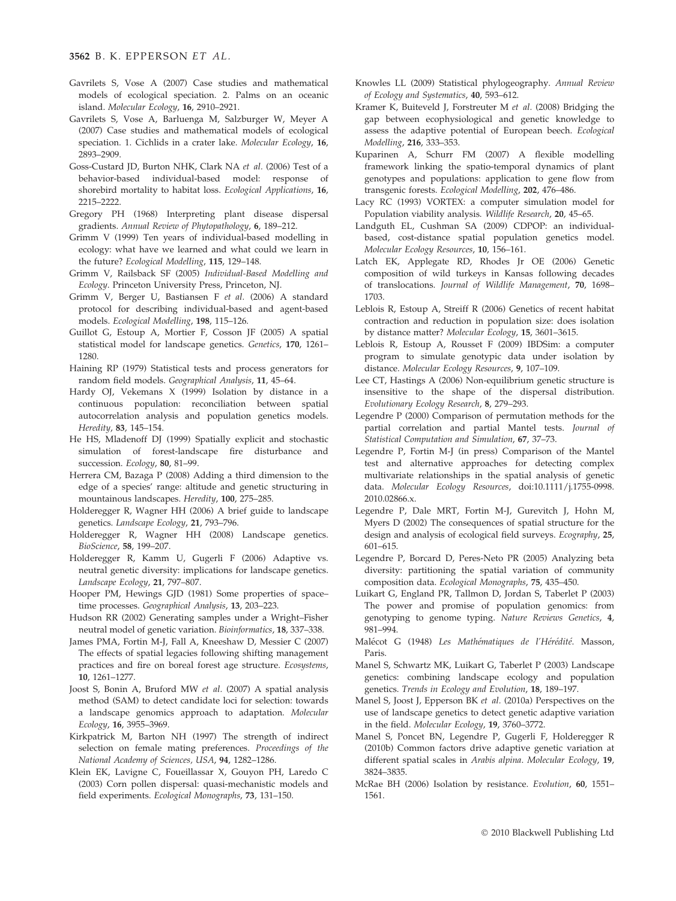Gavrilets S, Vose A (2007) Case studies and mathematical models of ecological speciation. 2. Palms on an oceanic island. *Molecular Ecology*, **16**, 2910–2921.

Gavrilets S, Vose A, Barluenga M, Salzburger W, Meyer A (2007) Case studies and mathematical models of ecological speciation. 1. Cichlids in a crater lake. *Molecular Ecology*, **16**, 2893–2909.

Goss-Custard JD, Burton NHK, Clark NA *et al.* (2006) Test of a behavior-based individual-based model: response of shorebird mortality to habitat loss. *Ecological Applications*, **16**, 2215–2222.

Gregory PH (1968) Interpreting plant disease dispersal gradients. *Annual Review of Phytopathology*, **6**, 189–212.

Grimm V (1999) Ten years of individual-based modelling in ecology: what have we learned and what could we learn in the future? *Ecological Modelling*, **115**, 129–148.

Grimm V, Railsback SF (2005) *Individual-Based Modelling and Ecology*. Princeton University Press, Princeton, NJ.

Grimm V, Berger U, Bastiansen F *et al.* (2006) A standard protocol for describing individual-based and agent-based models. *Ecological Modelling*, **198**, 115–126.

Guillot G, Estoup A, Mortier F, Cosson JF (2005) A spatial statistical model for landscape genetics. *Genetics*, **170**, 1261–1280.

Haining RP (1979) Statistical tests and process generators for random field models. *Geographical Analysis*, **11**, 45–64.

Hardy OJ, Vekemans X (1999) Isolation by distance in a continuous population: reconciliation between spatial autocorrelation analysis and population genetics models. *Heredity*, **83**, 145–154.

He HS, Mladenoff DJ (1999) Spatially explicit and stochastic simulation of forest-landscape fire disturbance and succession. *Ecology*, **80**, 81–99.

Herrera CM, Bazaga P (2008) Adding a third dimension to the edge of a species' range: altitude and genetic structuring in mountainous landscapes. *Heredity*, **100**, 275–285.

Holderegger R, Wagner HH (2006) A brief guide to landscape genetics. *Landscape Ecology*, **21**, 793–796.

Holderegger R, Wagner HH (2008) Landscape genetics. *BioScience*, **58**, 199–207.

Holderegger R, Kamm U, Gugerli F (2006) Adaptive vs. neutral genetic diversity: implications for landscape genetics. *Landscape Ecology*, **21**, 797–807.

Hooper PM, Hewings GJD (1981) Some properties of space–time processes. *Geographical Analysis*, **13**, 203–223.

Hudson RR (2002) Generating samples under a Wright–Fisher neutral model of genetic variation. *Bioinformatics*, **18**, 337–338.

James PMA, Fortin M-J, Fall A, Kneeshaw D, Messier C (2007) The effects of spatial legacies following shifting management practices and fire on boreal forest age structure. *Ecosystems*, **10**, 1261–1277.

Joost S, Bonin A, Bruford MW *et al.* (2007) A spatial analysis method (SAM) to detect candidate loci for selection: towards a landscape genomics approach to adaptation. *Molecular Ecology*, **16**, 3955–3969.

Kirkpatrick M, Barton NH (1997) The strength of indirect selection on female mating preferences. *Proceedings of the National Academy of Sciences, USA*, **94**, 1282–1286.

Klein EK, Lavigne C, Foueillassar X, Gouyon PH, Laredo C (2003) Corn pollen dispersal: quasi-mechanistic models and field experiments. *Ecological Monographs*, **73**, 131–150.

Knowles LL (2009) Statistical phylogeography. *Annual Review of Ecology and Systematics*, **40**, 593–612.

Kramer K, Buiteveld J, Forstreuter M *et al.* (2008) Bridging the gap between ecophysiological and genetic knowledge to assess the adaptive potential of European beech. *Ecological Modelling*, **216**, 333–353.

Kuparinen A, Schurr FM (2007) A flexible modelling framework linking the spatio-temporal dynamics of plant genotypes and populations: application to gene flow from transgenic forests. *Ecological Modelling*, **202**, 476–486.

Lacy RC (1993) VORTEX: a computer simulation model for Population viability analysis. *Wildlife Research*, **20**, 45–65.

Landguth EL, Cushman SA (2009) CDPOP: an individual-based, cost-distance spatial population genetics model. *Molecular Ecology Resources*, **10**, 156–161.

Latch EK, Applegate RD, Rhodes Jr OE (2006) Genetic composition of wild turkeys in Kansas following decades of translocations. *Journal of Wildlife Management*, **70**, 1698–1703.

Leblois R, Estoup A, Streiff R (2006) Genetics of recent habitat contraction and reduction in population size: does isolation by distance matter? *Molecular Ecology*, **15**, 3601–3615.

Leblois R, Estoup A, Rousset F (2009) IBDSim: a computer program to simulate genotypic data under isolation by distance. *Molecular Ecology Resources*, **9**, 107–109.

Lee CT, Hastings A (2006) Non-equilibrium genetic structure is insensitive to the shape of the dispersal distribution. *Evolutionary Ecology Research*, **8**, 279–293.

Legendre P (2000) Comparison of permutation methods for the partial correlation and partial Mantel tests. *Journal of Statistical Computation and Simulation*, **67**, 37–73.

Legendre P, Fortin M-J (in press) Comparison of the Mantel test and alternative approaches for detecting complex multivariate relationships in the spatial analysis of genetic data. *Molecular Ecology Resources*, doi:10.1111/j.1755-0998.2010.02866.x.

Legendre P, Dale MRT, Fortin M-J, Gurevitch J, Hohn M, Myers D (2002) The consequences of spatial structure for the design and analysis of ecological field surveys. *Ecography*, **25**, 601–615.

Legendre P, Borcard D, Peres-Neto PR (2005) Analyzing beta diversity: partitioning the spatial variation of community composition data. *Ecological Monographs*, **75**, 435–450.

Luikart G, England PR, Tallmon D, Jordan S, Taberlet P (2003) The power and promise of population genomics: from genotyping to genome typing. *Nature Reviews Genetics*, **4**, 981–994.

Malécot G (1948) *Les Mathématiques de l'Hérédité*. Masson, Paris.

Manel S, Schwartz MK, Luikart G, Taberlet P (2003) Landscape genetics: combining landscape ecology and population genetics. *Trends in Ecology and Evolution*, **18**, 189–197.

Manel S, Joost J, Epperson BK *et al.* (2010a) Perspectives on the use of landscape genetics to detect genetic adaptive variation in the field. *Molecular Ecology*, **19**, 3760–3772.

Manel S, Poncet BN, Legendre P, Gugerli F, Holderegger R (2010b) Common factors drive adaptive genetic variation at different spatial scales in *Arabis alpina*. *Molecular Ecology*, **19**, 3824–3835.

McRae BH (2006) Isolation by resistance. *Evolution*, **60**, 1551–1561.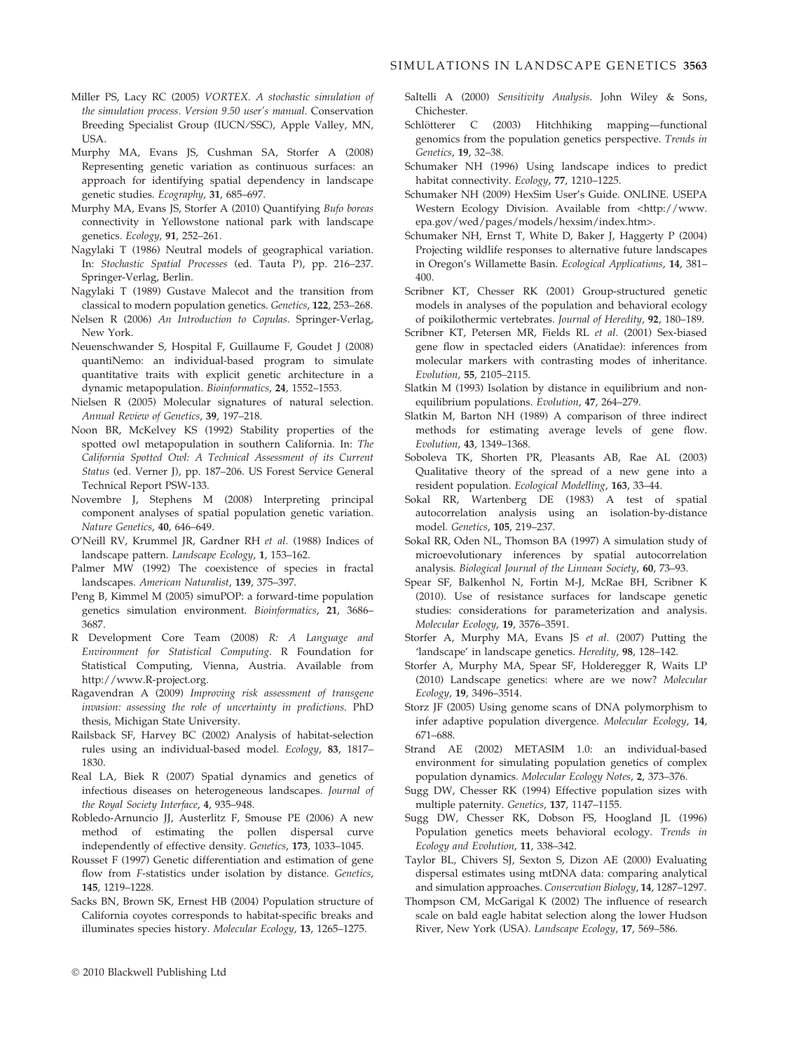Miller PS, Lacy RC (2005) *VORTEX. A stochastic simulation of the simulation process. Version 9.50 user's manual*. Conservation Breeding Specialist Group (IUCN/SSC), Apple Valley, MN, USA.

Murphy MA, Evans JS, Cushman SA, Storfer A (2008) Representing genetic variation as continuous surfaces: an approach for identifying spatial dependency in landscape genetic studies. *Ecography*, **31**, 685–697.

Murphy MA, Evans JS, Storfer A (2010) Quantifying *Bufo boreas* connectivity in Yellowstone national park with landscape genetics. *Ecology*, **91**, 252–261.

Nagylaki T (1986) Neutral models of geographical variation. In: *Stochastic Spatial Processes* (ed. Tauta P), pp. 216–237. Springer-Verlag, Berlin.

Nagylaki T (1989) Gustave Malecot and the transition from classical to modern population genetics. *Genetics*, **122**, 253–268.

Nelsen R (2006) *An Introduction to Copulas*. Springer-Verlag, New York.

Neuenschwander S, Hospital F, Guillaume F, Goudet J (2008) quantiNemo: an individual-based program to simulate quantitative traits with explicit genetic architecture in a dynamic metapopulation. *Bioinformatics*, **24**, 1552–1553.

Nielsen R (2005) Molecular signatures of natural selection. *Annual Review of Genetics*, **39**, 197–218.

Noon BR, McKelvey KS (1992) Stability properties of the spotted owl metapopulation in southern California. In: *The California Spotted Owl: A Technical Assessment of its Current Status* (ed. Verner J), pp. 187–206. US Forest Service General Technical Report PSW-133.

Novembre J, Stephens M (2008) Interpreting principal component analyses of spatial population genetic variation. *Nature Genetics*, **40**, 646–649.

O'Neill RV, Krummel JR, Gardner RH *et al.* (1988) Indices of landscape pattern. *Landscape Ecology*, **1**, 153–162.

Palmer MW (1992) The coexistence of species in fractal landscapes. *American Naturalist*, **139**, 375–397.

Peng B, Kimmel M (2005) simuPOP: a forward-time population genetics simulation environment. *Bioinformatics*, **21**, 3686–3687.

R Development Core Team (2008) *R: A Language and Environment for Statistical Computing*. R Foundation for Statistical Computing, Vienna, Austria. Available from http://www.R-project.org.

Ragavendran A (2009) *Improving risk assessment of transgene invasion: assessing the role of uncertainty in predictions*. PhD thesis, Michigan State University.

Railsback SF, Harvey BC (2002) Analysis of habitat-selection rules using an individual-based model. *Ecology*, **83**, 1817–1830.

Real LA, Biek R (2007) Spatial dynamics and genetics of infectious diseases on heterogeneous landscapes. *Journal of the Royal Society Interface*, **4**, 935–948.

Robledo-Arnuncio JJ, Austerlitz F, Smouse PE (2006) A new method of estimating the pollen dispersal curve independently of effective density. *Genetics*, **173**, 1033–1045.

Rousset F (1997) Genetic differentiation and estimation of gene flow from *F*-statistics under isolation by distance. *Genetics*, **145**, 1219–1228.

Sacks BN, Brown SK, Ernest HB (2004) Population structure of California coyotes corresponds to habitat-specific breaks and illuminates species history. *Molecular Ecology*, **13**, 1265–1275.

Saltelli A (2000) *Sensitivity Analysis*. John Wiley & Sons, Chichester.

Schlötterer C (2003) Hitchhiking mapping—functional genomics from the population genetics perspective. *Trends in Genetics*, **19**, 32–38.

Schumaker NH (1996) Using landscape indices to predict habitat connectivity. *Ecology*, **77**, 1210–1225.

Schumaker NH (2009) HexSim User's Guide. ONLINE. USEPA Western Ecology Division. Available from <http://www.epa.gov/wed/pages/models/hexsim/index.htm>.

Schumaker NH, Ernst T, White D, Baker J, Haggerty P (2004) Projecting wildlife responses to alternative future landscapes in Oregon's Willamette Basin. *Ecological Applications*, **14**, 381–400.

Scribner KT, Chesser RK (2001) Group-structured genetic models in analyses of the population and behavioral ecology of poikilothermic vertebrates. *Journal of Heredity*, **92**, 180–189.

Scribner KT, Petersen MR, Fields RL *et al.* (2001) Sex-biased gene flow in spectacled eiders (Anatidae): inferences from molecular markers with contrasting modes of inheritance. *Evolution*, **55**, 2105–2115.

Slatkin M (1993) Isolation by distance in equilibrium and non-equilibrium populations. *Evolution*, **47**, 264–279.

Slatkin M, Barton NH (1989) A comparison of three indirect methods for estimating average levels of gene flow. *Evolution*, **43**, 1349–1368.

Soboleva TK, Shorten PR, Pleasants AB, Rae AL (2003) Qualitative theory of the spread of a new gene into a resident population. *Ecological Modelling*, **163**, 33–44.

Sokal RR, Wartenberg DE (1983) A test of spatial autocorrelation analysis using an isolation-by-distance model. *Genetics*, **105**, 219–237.

Sokal RR, Oden NL, Thomson BA (1997) A simulation study of microevolutionary inferences by spatial autocorrelation analysis. *Biological Journal of the Linnean Society*, **60**, 73–93.

Spear SF, Balkenhol N, Fortin M-J, McRae BH, Scribner K (2010). Use of resistance surfaces for landscape genetic studies: considerations for parameterization and analysis. *Molecular Ecology*, **19**, 3576–3591.

Storfer A, Murphy MA, Evans JS *et al.* (2007) Putting the 'landscape' in landscape genetics. *Heredity*, **98**, 128–142.

Storfer A, Murphy MA, Spear SF, Holderegger R, Waits LP (2010) Landscape genetics: where are we now? *Molecular Ecology*, **19**, 3496–3514.

Storz JF (2005) Using genome scans of DNA polymorphism to infer adaptive population divergence. *Molecular Ecology*, **14**, 671–688.

Strand AE (2002) METASIM 1.0: an individual-based environment for simulating population genetics of complex population dynamics. *Molecular Ecology Notes*, **2**, 373–376.

Sugg DW, Chesser RK (1994) Effective population sizes with multiple paternity. *Genetics*, **137**, 1147–1155.

Sugg DW, Chesser RK, Dobson FS, Hoogland JL (1996) Population genetics meets behavioral ecology. *Trends in Ecology and Evolution*, **11**, 338–342.

Taylor BL, Chivers SJ, Sexton S, Dizon AE (2000) Evaluating dispersal estimates using mtDNA data: comparing analytical and simulation approaches. *Conservation Biology*, **14**, 1287–1297.

Thompson CM, McGarigal K (2002) The influence of research scale on bald eagle habitat selection along the lower Hudson River, New York (USA). *Landscape Ecology*, **17**, 569–586.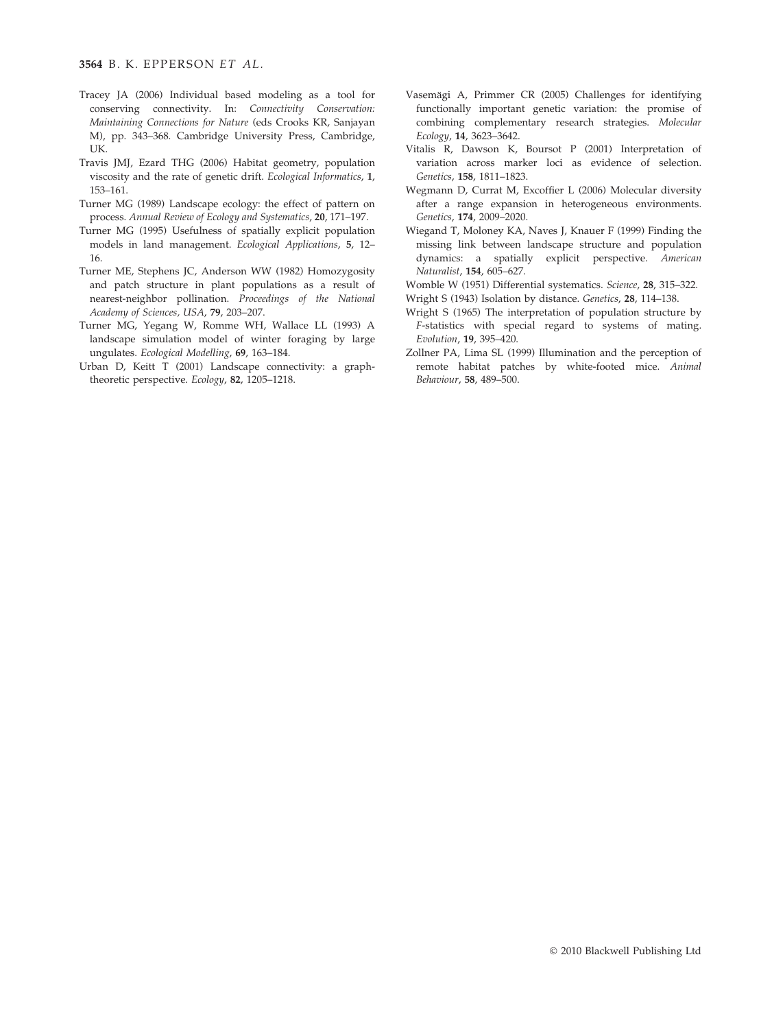Tracey JA (2006) Individual based modeling as a tool for conserving connectivity. In: *Connectivity Conservation: Maintaining Connections for Nature* (eds Crooks KR, Sanjayan M), pp. 343–368. Cambridge University Press, Cambridge, UK.

Travis JMJ, Ezard THG (2006) Habitat geometry, population viscosity and the rate of genetic drift. *Ecological Informatics*, **1**, 153–161.

Turner MG (1989) Landscape ecology: the effect of pattern on process. *Annual Review of Ecology and Systematics*, **20**, 171–197.

Turner MG (1995) Usefulness of spatially explicit population models in land management. *Ecological Applications*, **5**, 12–16.

Turner ME, Stephens JC, Anderson WW (1982) Homozygosity and patch structure in plant populations as a result of nearest-neighbor pollination. *Proceedings of the National Academy of Sciences, USA*, **79**, 203–207.

Turner MG, Yegang W, Romme WH, Wallace LL (1993) A landscape simulation model of winter foraging by large ungulates. *Ecological Modelling*, **69**, 163–184.

Urban D, Keitt T (2001) Landscape connectivity: a graph-theoretic perspective. *Ecology*, **82**, 1205–1218.

Vasemägi A, Primmer CR (2005) Challenges for identifying functionally important genetic variation: the promise of combining complementary research strategies. *Molecular Ecology*, **14**, 3623–3642.

Vitalis R, Dawson K, Boursot P (2001) Interpretation of variation across marker loci as evidence of selection. *Genetics*, **158**, 1811–1823.

Wegmann D, Currat M, Excoffier L (2006) Molecular diversity after a range expansion in heterogeneous environments. *Genetics*, **174**, 2009–2020.

Wiegand T, Moloney KA, Naves J, Knauer F (1999) Finding the missing link between landscape structure and population dynamics: a spatially explicit perspective. *American Naturalist*, **154**, 605–627.

Womble W (1951) Differential systematics. *Science*, **28**, 315–322.

Wright S (1943) Isolation by distance. *Genetics*, **28**, 114–138.

Wright S (1965) The interpretation of population structure by *F*-statistics with special regard to systems of mating. *Evolution*, **19**, 395–420.

Zollner PA, Lima SL (1999) Illumination and the perception of remote habitat patches by white-footed mice. *Animal Behaviour*, **58**, 489–500.